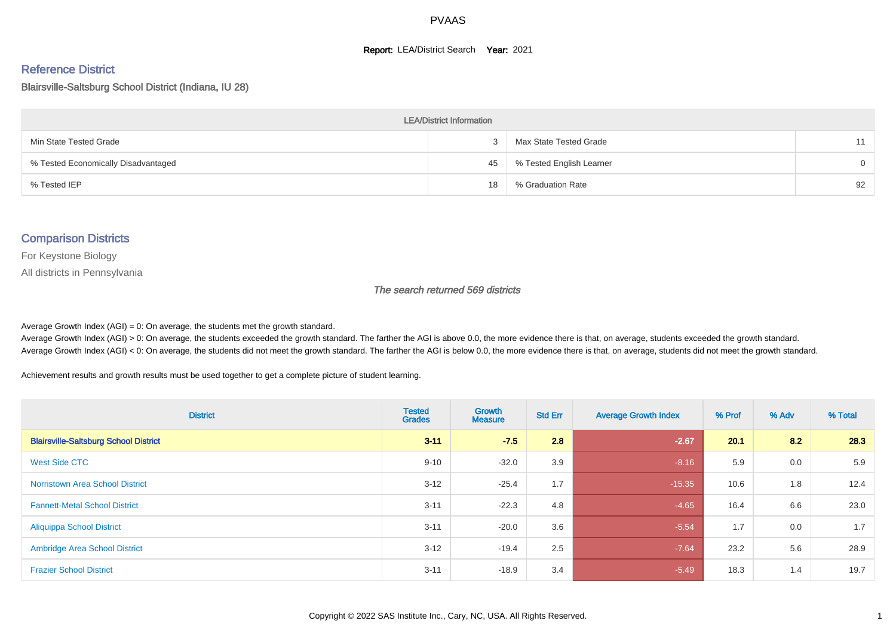# PVAAS

**Report:** LEA/District Search **Year:** 2021

## Reference District

Blairsville-Saltsburg School District (Indiana, IU 28)

| LEA/District Information | | | |
|---|---|---|---|
| Min State Tested Grade | 3 | Max State Tested Grade | 11 |
| % Tested Economically Disadvantaged | 45 | % Tested English Learner | 0 |
| % Tested IEP | 18 | % Graduation Rate | 92 |

## Comparison Districts

For Keystone Biology

All districts in Pennsylvania

*The search returned 569 districts*

Average Growth Index (AGI) = 0: On average, the students met the growth standard.
Average Growth Index (AGI) > 0: On average, the students exceeded the growth standard. The farther the AGI is above 0.0, the more evidence there is that, on average, students exceeded the growth standard.
Average Growth Index (AGI) < 0: On average, the students did not meet the growth standard. The farther the AGI is below 0.0, the more evidence there is that, on average, students did not meet the growth standard.

Achievement results and growth results must be used together to get a complete picture of student learning.

| District | Tested Grades | Growth Measure | Std Err | Average Growth Index | % Prof | % Adv | % Total |
|---|---|---|---|---|---|---|---|
| **Blairsville-Saltsburg School District** | **3-11** | **-7.5** | **2.8** | **-2.67** | **20.1** | **8.2** | **28.3** |
| West Side CTC | 9-10 | -32.0 | 3.9 | -8.16 | 5.9 | 0.0 | 5.9 |
| Norristown Area School District | 3-12 | -25.4 | 1.7 | -15.35 | 10.6 | 1.8 | 12.4 |
| Fannett-Metal School District | 3-11 | -22.3 | 4.8 | -4.65 | 16.4 | 6.6 | 23.0 |
| Aliquippa School District | 3-11 | -20.0 | 3.6 | -5.54 | 1.7 | 0.0 | 1.7 |
| Ambridge Area School District | 3-12 | -19.4 | 2.5 | -7.64 | 23.2 | 5.6 | 28.9 |
| Frazier School District | 3-11 | -18.9 | 3.4 | -5.49 | 18.3 | 1.4 | 19.7 |

Copyright © 2022 SAS Institute Inc., Cary, NC, USA. All Rights Reserved.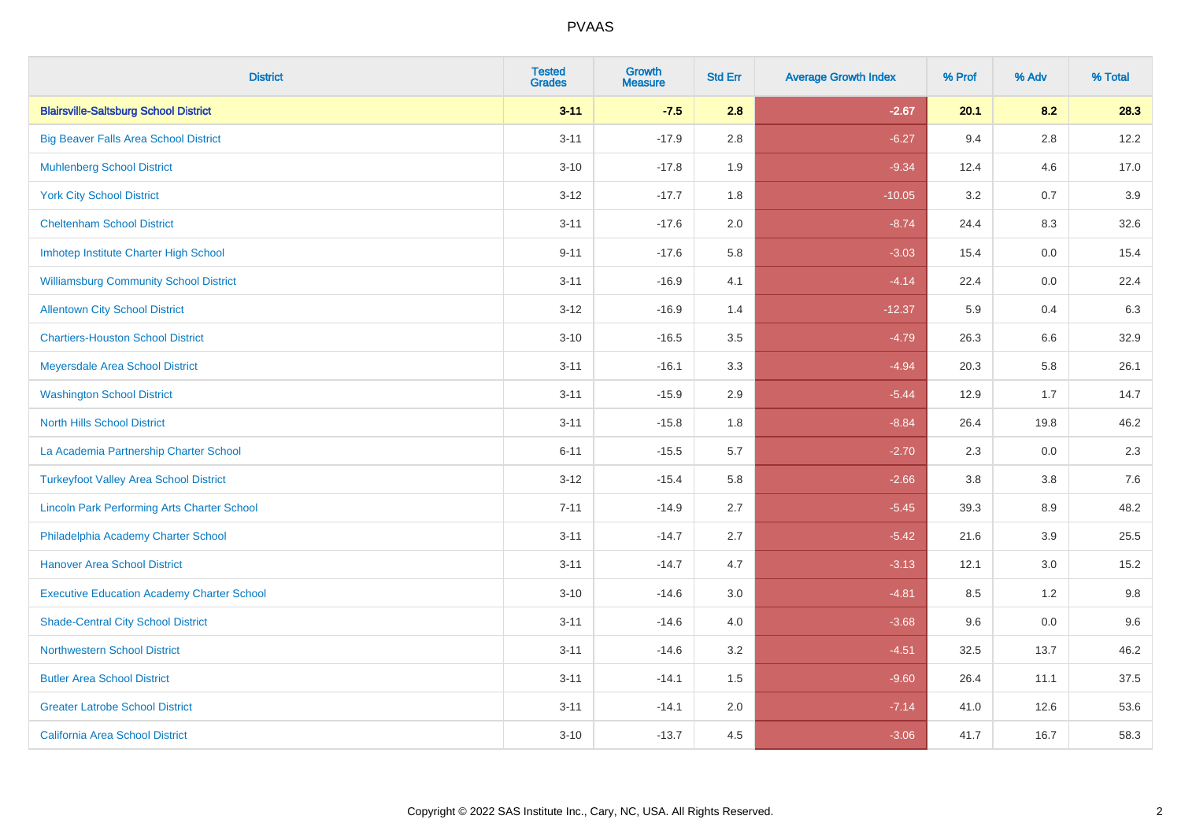# PVAAS

| District | Tested Grades | Growth Measure | Std Err | Average Growth Index | % Prof | % Adv | % Total |
|---|---|---|---|---|---|---|---|
| **Blairsville-Saltsburg School District** | **3-11** | **-7.5** | **2.8** | **-2.67** | **20.1** | **8.2** | **28.3** |
| Big Beaver Falls Area School District | 3-11 | -17.9 | 2.8 | -6.27 | 9.4 | 2.8 | 12.2 |
| Muhlenberg School District | 3-10 | -17.8 | 1.9 | -9.34 | 12.4 | 4.6 | 17.0 |
| York City School District | 3-12 | -17.7 | 1.8 | -10.05 | 3.2 | 0.7 | 3.9 |
| Cheltenham School District | 3-11 | -17.6 | 2.0 | -8.74 | 24.4 | 8.3 | 32.6 |
| Imhotep Institute Charter High School | 9-11 | -17.6 | 5.8 | -3.03 | 15.4 | 0.0 | 15.4 |
| Williamsburg Community School District | 3-11 | -16.9 | 4.1 | -4.14 | 22.4 | 0.0 | 22.4 |
| Allentown City School District | 3-12 | -16.9 | 1.4 | -12.37 | 5.9 | 0.4 | 6.3 |
| Chartiers-Houston School District | 3-10 | -16.5 | 3.5 | -4.79 | 26.3 | 6.6 | 32.9 |
| Meyersdale Area School District | 3-11 | -16.1 | 3.3 | -4.94 | 20.3 | 5.8 | 26.1 |
| Washington School District | 3-11 | -15.9 | 2.9 | -5.44 | 12.9 | 1.7 | 14.7 |
| North Hills School District | 3-11 | -15.8 | 1.8 | -8.84 | 26.4 | 19.8 | 46.2 |
| La Academia Partnership Charter School | 6-11 | -15.5 | 5.7 | -2.70 | 2.3 | 0.0 | 2.3 |
| Turkeyfoot Valley Area School District | 3-12 | -15.4 | 5.8 | -2.66 | 3.8 | 3.8 | 7.6 |
| Lincoln Park Performing Arts Charter School | 7-11 | -14.9 | 2.7 | -5.45 | 39.3 | 8.9 | 48.2 |
| Philadelphia Academy Charter School | 3-11 | -14.7 | 2.7 | -5.42 | 21.6 | 3.9 | 25.5 |
| Hanover Area School District | 3-11 | -14.7 | 4.7 | -3.13 | 12.1 | 3.0 | 15.2 |
| Executive Education Academy Charter School | 3-10 | -14.6 | 3.0 | -4.81 | 8.5 | 1.2 | 9.8 |
| Shade-Central City School District | 3-11 | -14.6 | 4.0 | -3.68 | 9.6 | 0.0 | 9.6 |
| Northwestern School District | 3-11 | -14.6 | 3.2 | -4.51 | 32.5 | 13.7 | 46.2 |
| Butler Area School District | 3-11 | -14.1 | 1.5 | -9.60 | 26.4 | 11.1 | 37.5 |
| Greater Latrobe School District | 3-11 | -14.1 | 2.0 | -7.14 | 41.0 | 12.6 | 53.6 |
| California Area School District | 3-10 | -13.7 | 4.5 | -3.06 | 41.7 | 16.7 | 58.3 |

Copyright © 2022 SAS Institute Inc., Cary, NC, USA. All Rights Reserved.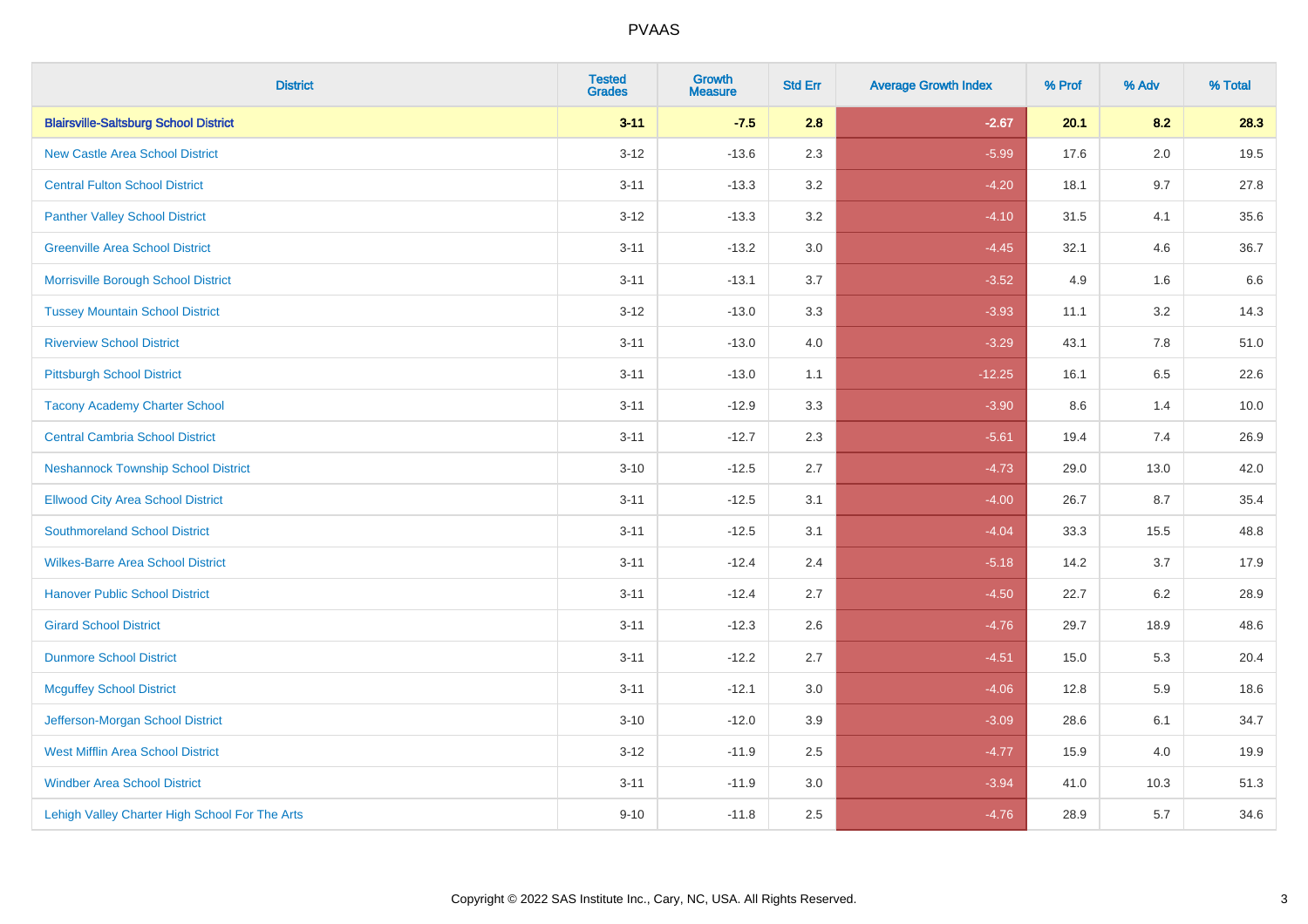| District | Tested Grades | Growth Measure | Std Err | Average Growth Index | % Prof | % Adv | % Total |
|---|---|---|---|---|---|---|---|
| **Blairsville-Saltsburg School District** | **3-11** | **-7.5** | **2.8** | **-2.67** | **20.1** | **8.2** | **28.3** |
| New Castle Area School District | 3-12 | -13.6 | 2.3 | -5.99 | 17.6 | 2.0 | 19.5 |
| Central Fulton School District | 3-11 | -13.3 | 3.2 | -4.20 | 18.1 | 9.7 | 27.8 |
| Panther Valley School District | 3-12 | -13.3 | 3.2 | -4.10 | 31.5 | 4.1 | 35.6 |
| Greenville Area School District | 3-11 | -13.2 | 3.0 | -4.45 | 32.1 | 4.6 | 36.7 |
| Morrisville Borough School District | 3-11 | -13.1 | 3.7 | -3.52 | 4.9 | 1.6 | 6.6 |
| Tussey Mountain School District | 3-12 | -13.0 | 3.3 | -3.93 | 11.1 | 3.2 | 14.3 |
| Riverview School District | 3-11 | -13.0 | 4.0 | -3.29 | 43.1 | 7.8 | 51.0 |
| Pittsburgh School District | 3-11 | -13.0 | 1.1 | -12.25 | 16.1 | 6.5 | 22.6 |
| Tacony Academy Charter School | 3-11 | -12.9 | 3.3 | -3.90 | 8.6 | 1.4 | 10.0 |
| Central Cambria School District | 3-11 | -12.7 | 2.3 | -5.61 | 19.4 | 7.4 | 26.9 |
| Neshannock Township School District | 3-10 | -12.5 | 2.7 | -4.73 | 29.0 | 13.0 | 42.0 |
| Ellwood City Area School District | 3-11 | -12.5 | 3.1 | -4.00 | 26.7 | 8.7 | 35.4 |
| Southmoreland School District | 3-11 | -12.5 | 3.1 | -4.04 | 33.3 | 15.5 | 48.8 |
| Wilkes-Barre Area School District | 3-11 | -12.4 | 2.4 | -5.18 | 14.2 | 3.7 | 17.9 |
| Hanover Public School District | 3-11 | -12.4 | 2.7 | -4.50 | 22.7 | 6.2 | 28.9 |
| Girard School District | 3-11 | -12.3 | 2.6 | -4.76 | 29.7 | 18.9 | 48.6 |
| Dunmore School District | 3-11 | -12.2 | 2.7 | -4.51 | 15.0 | 5.3 | 20.4 |
| Mcguffey School District | 3-11 | -12.1 | 3.0 | -4.06 | 12.8 | 5.9 | 18.6 |
| Jefferson-Morgan School District | 3-10 | -12.0 | 3.9 | -3.09 | 28.6 | 6.1 | 34.7 |
| West Mifflin Area School District | 3-12 | -11.9 | 2.5 | -4.77 | 15.9 | 4.0 | 19.9 |
| Windber Area School District | 3-11 | -11.9 | 3.0 | -3.94 | 41.0 | 10.3 | 51.3 |
| Lehigh Valley Charter High School For The Arts | 9-10 | -11.8 | 2.5 | -4.76 | 28.9 | 5.7 | 34.6 |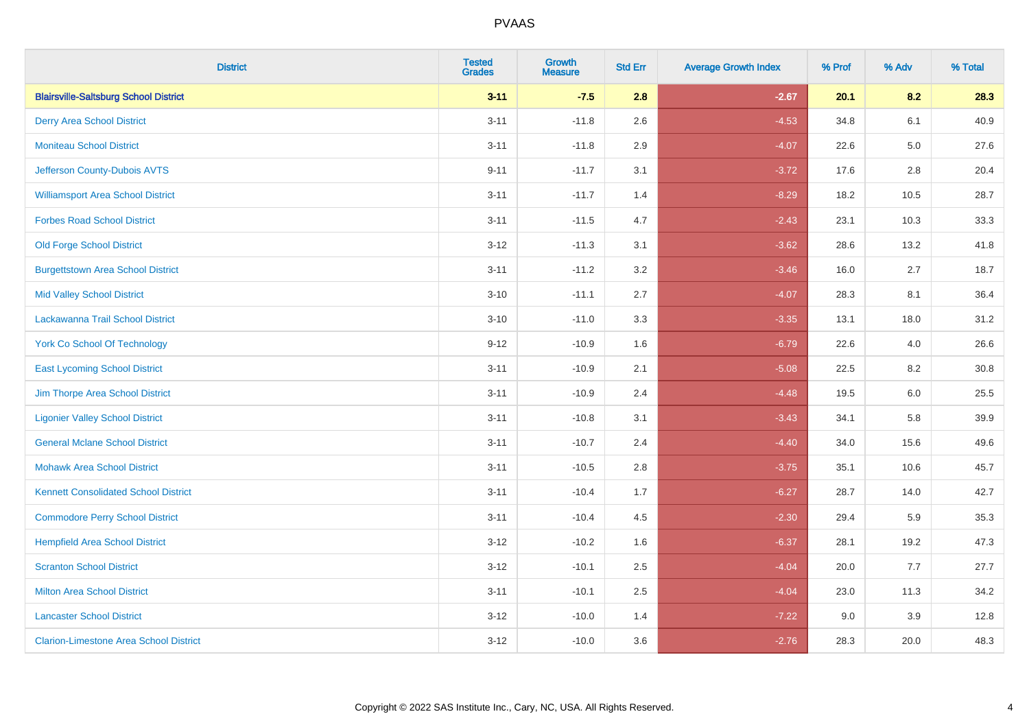PVAAS

| District | Tested Grades | Growth Measure | Std Err | Average Growth Index | % Prof | % Adv | % Total |
|---|---|---|---|---|---|---|---|
| **Blairsville-Saltsburg School District** | **3-11** | **-7.5** | **2.8** | **-2.67** | **20.1** | **8.2** | **28.3** |
| Derry Area School District | 3-11 | -11.8 | 2.6 | -4.53 | 34.8 | 6.1 | 40.9 |
| Moniteau School District | 3-11 | -11.8 | 2.9 | -4.07 | 22.6 | 5.0 | 27.6 |
| Jefferson County-Dubois AVTS | 9-11 | -11.7 | 3.1 | -3.72 | 17.6 | 2.8 | 20.4 |
| Williamsport Area School District | 3-11 | -11.7 | 1.4 | -8.29 | 18.2 | 10.5 | 28.7 |
| Forbes Road School District | 3-11 | -11.5 | 4.7 | -2.43 | 23.1 | 10.3 | 33.3 |
| Old Forge School District | 3-12 | -11.3 | 3.1 | -3.62 | 28.6 | 13.2 | 41.8 |
| Burgettstown Area School District | 3-11 | -11.2 | 3.2 | -3.46 | 16.0 | 2.7 | 18.7 |
| Mid Valley School District | 3-10 | -11.1 | 2.7 | -4.07 | 28.3 | 8.1 | 36.4 |
| Lackawanna Trail School District | 3-10 | -11.0 | 3.3 | -3.35 | 13.1 | 18.0 | 31.2 |
| York Co School Of Technology | 9-12 | -10.9 | 1.6 | -6.79 | 22.6 | 4.0 | 26.6 |
| East Lycoming School District | 3-11 | -10.9 | 2.1 | -5.08 | 22.5 | 8.2 | 30.8 |
| Jim Thorpe Area School District | 3-11 | -10.9 | 2.4 | -4.48 | 19.5 | 6.0 | 25.5 |
| Ligonier Valley School District | 3-11 | -10.8 | 3.1 | -3.43 | 34.1 | 5.8 | 39.9 |
| General Mclane School District | 3-11 | -10.7 | 2.4 | -4.40 | 34.0 | 15.6 | 49.6 |
| Mohawk Area School District | 3-11 | -10.5 | 2.8 | -3.75 | 35.1 | 10.6 | 45.7 |
| Kennett Consolidated School District | 3-11 | -10.4 | 1.7 | -6.27 | 28.7 | 14.0 | 42.7 |
| Commodore Perry School District | 3-11 | -10.4 | 4.5 | -2.30 | 29.4 | 5.9 | 35.3 |
| Hempfield Area School District | 3-12 | -10.2 | 1.6 | -6.37 | 28.1 | 19.2 | 47.3 |
| Scranton School District | 3-12 | -10.1 | 2.5 | -4.04 | 20.0 | 7.7 | 27.7 |
| Milton Area School District | 3-11 | -10.1 | 2.5 | -4.04 | 23.0 | 11.3 | 34.2 |
| Lancaster School District | 3-12 | -10.0 | 1.4 | -7.22 | 9.0 | 3.9 | 12.8 |
| Clarion-Limestone Area School District | 3-12 | -10.0 | 3.6 | -2.76 | 28.3 | 20.0 | 48.3 |

Copyright © 2022 SAS Institute Inc., Cary, NC, USA. All Rights Reserved.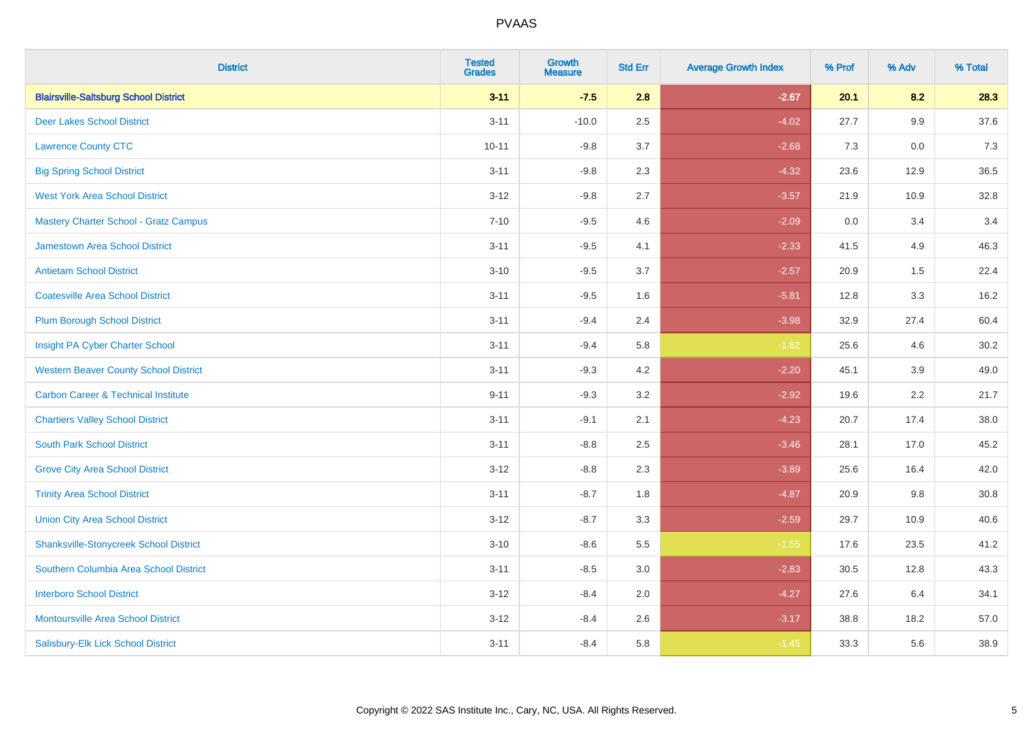| District | Tested Grades | Growth Measure | Std Err | Average Growth Index | % Prof | % Adv | % Total |
|---|---|---|---|---|---|---|---|
| **Blairsville-Saltsburg School District** | **3-11** | **-7.5** | **2.8** | **-2.67** | **20.1** | **8.2** | **28.3** |
| Deer Lakes School District | 3-11 | -10.0 | 2.5 | -4.02 | 27.7 | 9.9 | 37.6 |
| Lawrence County CTC | 10-11 | -9.8 | 3.7 | -2.68 | 7.3 | 0.0 | 7.3 |
| Big Spring School District | 3-11 | -9.8 | 2.3 | -4.32 | 23.6 | 12.9 | 36.5 |
| West York Area School District | 3-12 | -9.8 | 2.7 | -3.57 | 21.9 | 10.9 | 32.8 |
| Mastery Charter School - Gratz Campus | 7-10 | -9.5 | 4.6 | -2.09 | 0.0 | 3.4 | 3.4 |
| Jamestown Area School District | 3-11 | -9.5 | 4.1 | -2.33 | 41.5 | 4.9 | 46.3 |
| Antietam School District | 3-10 | -9.5 | 3.7 | -2.57 | 20.9 | 1.5 | 22.4 |
| Coatesville Area School District | 3-11 | -9.5 | 1.6 | -5.81 | 12.8 | 3.3 | 16.2 |
| Plum Borough School District | 3-11 | -9.4 | 2.4 | -3.98 | 32.9 | 27.4 | 60.4 |
| Insight PA Cyber Charter School | 3-11 | -9.4 | 5.8 | -1.62 | 25.6 | 4.6 | 30.2 |
| Western Beaver County School District | 3-11 | -9.3 | 4.2 | -2.20 | 45.1 | 3.9 | 49.0 |
| Carbon Career & Technical Institute | 9-11 | -9.3 | 3.2 | -2.92 | 19.6 | 2.2 | 21.7 |
| Chartiers Valley School District | 3-11 | -9.1 | 2.1 | -4.23 | 20.7 | 17.4 | 38.0 |
| South Park School District | 3-11 | -8.8 | 2.5 | -3.46 | 28.1 | 17.0 | 45.2 |
| Grove City Area School District | 3-12 | -8.8 | 2.3 | -3.89 | 25.6 | 16.4 | 42.0 |
| Trinity Area School District | 3-11 | -8.7 | 1.8 | -4.87 | 20.9 | 9.8 | 30.8 |
| Union City Area School District | 3-12 | -8.7 | 3.3 | -2.59 | 29.7 | 10.9 | 40.6 |
| Shanksville-Stonycreek School District | 3-10 | -8.6 | 5.5 | -1.55 | 17.6 | 23.5 | 41.2 |
| Southern Columbia Area School District | 3-11 | -8.5 | 3.0 | -2.83 | 30.5 | 12.8 | 43.3 |
| Interboro School District | 3-12 | -8.4 | 2.0 | -4.27 | 27.6 | 6.4 | 34.1 |
| Montoursville Area School District | 3-12 | -8.4 | 2.6 | -3.17 | 38.8 | 18.2 | 57.0 |
| Salisbury-Elk Lick School District | 3-11 | -8.4 | 5.8 | -1.45 | 33.3 | 5.6 | 38.9 |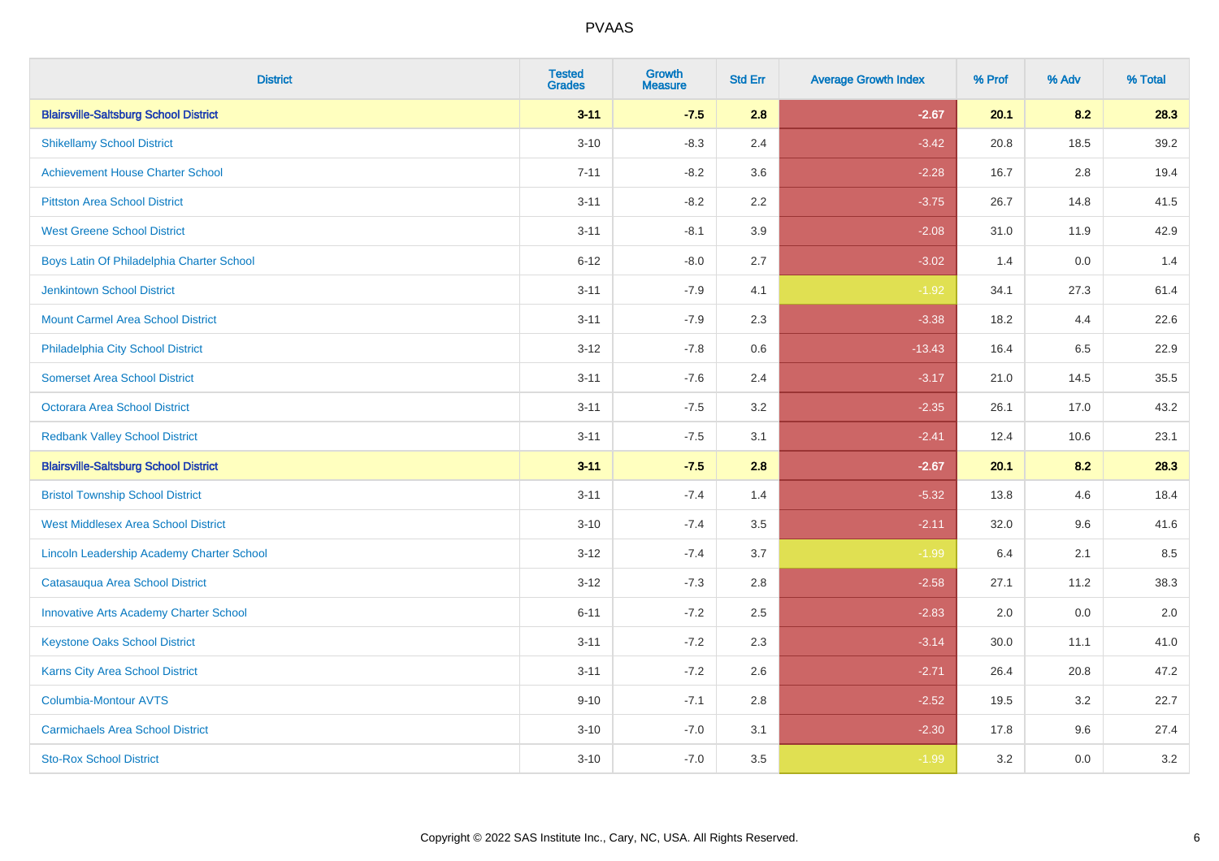| District | Tested Grades | Growth Measure | Std Err | Average Growth Index | % Prof | % Adv | % Total |
|---|---|---|---|---|---|---|---|
| **Blairsville-Saltsburg School District** | **3-11** | **-7.5** | **2.8** | **-2.67** | **20.1** | **8.2** | **28.3** |
| Shikellamy School District | 3-10 | -8.3 | 2.4 | -3.42 | 20.8 | 18.5 | 39.2 |
| Achievement House Charter School | 7-11 | -8.2 | 3.6 | -2.28 | 16.7 | 2.8 | 19.4 |
| Pittston Area School District | 3-11 | -8.2 | 2.2 | -3.75 | 26.7 | 14.8 | 41.5 |
| West Greene School District | 3-11 | -8.1 | 3.9 | -2.08 | 31.0 | 11.9 | 42.9 |
| Boys Latin Of Philadelphia Charter School | 6-12 | -8.0 | 2.7 | -3.02 | 1.4 | 0.0 | 1.4 |
| Jenkintown School District | 3-11 | -7.9 | 4.1 | -1.92 | 34.1 | 27.3 | 61.4 |
| Mount Carmel Area School District | 3-11 | -7.9 | 2.3 | -3.38 | 18.2 | 4.4 | 22.6 |
| Philadelphia City School District | 3-12 | -7.8 | 0.6 | -13.43 | 16.4 | 6.5 | 22.9 |
| Somerset Area School District | 3-11 | -7.6 | 2.4 | -3.17 | 21.0 | 14.5 | 35.5 |
| Octorara Area School District | 3-11 | -7.5 | 3.2 | -2.35 | 26.1 | 17.0 | 43.2 |
| Redbank Valley School District | 3-11 | -7.5 | 3.1 | -2.41 | 12.4 | 10.6 | 23.1 |
| **Blairsville-Saltsburg School District** | **3-11** | **-7.5** | **2.8** | **-2.67** | **20.1** | **8.2** | **28.3** |
| Bristol Township School District | 3-11 | -7.4 | 1.4 | -5.32 | 13.8 | 4.6 | 18.4 |
| West Middlesex Area School District | 3-10 | -7.4 | 3.5 | -2.11 | 32.0 | 9.6 | 41.6 |
| Lincoln Leadership Academy Charter School | 3-12 | -7.4 | 3.7 | -1.99 | 6.4 | 2.1 | 8.5 |
| Catasauqua Area School District | 3-12 | -7.3 | 2.8 | -2.58 | 27.1 | 11.2 | 38.3 |
| Innovative Arts Academy Charter School | 6-11 | -7.2 | 2.5 | -2.83 | 2.0 | 0.0 | 2.0 |
| Keystone Oaks School District | 3-11 | -7.2 | 2.3 | -3.14 | 30.0 | 11.1 | 41.0 |
| Karns City Area School District | 3-11 | -7.2 | 2.6 | -2.71 | 26.4 | 20.8 | 47.2 |
| Columbia-Montour AVTS | 9-10 | -7.1 | 2.8 | -2.52 | 19.5 | 3.2 | 22.7 |
| Carmichaels Area School District | 3-10 | -7.0 | 3.1 | -2.30 | 17.8 | 9.6 | 27.4 |
| Sto-Rox School District | 3-10 | -7.0 | 3.5 | -1.99 | 3.2 | 0.0 | 3.2 |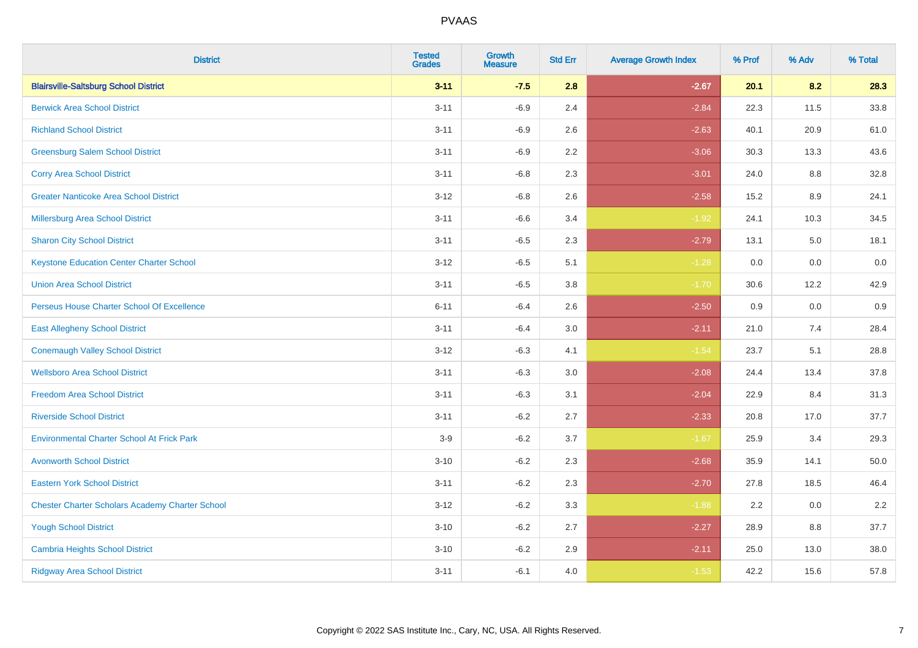# PVAAS

| District | Tested Grades | Growth Measure | Std Err | Average Growth Index | % Prof | % Adv | % Total |
|---|---|---|---|---|---|---|---|
| **Blairsville-Saltsburg School District** | **3-11** | **-7.5** | **2.8** | **-2.67** | **20.1** | **8.2** | **28.3** |
| Berwick Area School District | 3-11 | -6.9 | 2.4 | -2.84 | 22.3 | 11.5 | 33.8 |
| Richland School District | 3-11 | -6.9 | 2.6 | -2.63 | 40.1 | 20.9 | 61.0 |
| Greensburg Salem School District | 3-11 | -6.9 | 2.2 | -3.06 | 30.3 | 13.3 | 43.6 |
| Corry Area School District | 3-11 | -6.8 | 2.3 | -3.01 | 24.0 | 8.8 | 32.8 |
| Greater Nanticoke Area School District | 3-12 | -6.8 | 2.6 | -2.58 | 15.2 | 8.9 | 24.1 |
| Millersburg Area School District | 3-11 | -6.6 | 3.4 | -1.92 | 24.1 | 10.3 | 34.5 |
| Sharon City School District | 3-11 | -6.5 | 2.3 | -2.79 | 13.1 | 5.0 | 18.1 |
| Keystone Education Center Charter School | 3-12 | -6.5 | 5.1 | -1.28 | 0.0 | 0.0 | 0.0 |
| Union Area School District | 3-11 | -6.5 | 3.8 | -1.70 | 30.6 | 12.2 | 42.9 |
| Perseus House Charter School Of Excellence | 6-11 | -6.4 | 2.6 | -2.50 | 0.9 | 0.0 | 0.9 |
| East Allegheny School District | 3-11 | -6.4 | 3.0 | -2.11 | 21.0 | 7.4 | 28.4 |
| Conemaugh Valley School District | 3-12 | -6.3 | 4.1 | -1.54 | 23.7 | 5.1 | 28.8 |
| Wellsboro Area School District | 3-11 | -6.3 | 3.0 | -2.08 | 24.4 | 13.4 | 37.8 |
| Freedom Area School District | 3-11 | -6.3 | 3.1 | -2.04 | 22.9 | 8.4 | 31.3 |
| Riverside School District | 3-11 | -6.2 | 2.7 | -2.33 | 20.8 | 17.0 | 37.7 |
| Environmental Charter School At Frick Park | 3-9 | -6.2 | 3.7 | -1.67 | 25.9 | 3.4 | 29.3 |
| Avonworth School District | 3-10 | -6.2 | 2.3 | -2.68 | 35.9 | 14.1 | 50.0 |
| Eastern York School District | 3-11 | -6.2 | 2.3 | -2.70 | 27.8 | 18.5 | 46.4 |
| Chester Charter Scholars Academy Charter School | 3-12 | -6.2 | 3.3 | -1.88 | 2.2 | 0.0 | 2.2 |
| Yough School District | 3-10 | -6.2 | 2.7 | -2.27 | 28.9 | 8.8 | 37.7 |
| Cambria Heights School District | 3-10 | -6.2 | 2.9 | -2.11 | 25.0 | 13.0 | 38.0 |
| Ridgway Area School District | 3-11 | -6.1 | 4.0 | -1.53 | 42.2 | 15.6 | 57.8 |

Copyright © 2022 SAS Institute Inc., Cary, NC, USA. All Rights Reserved.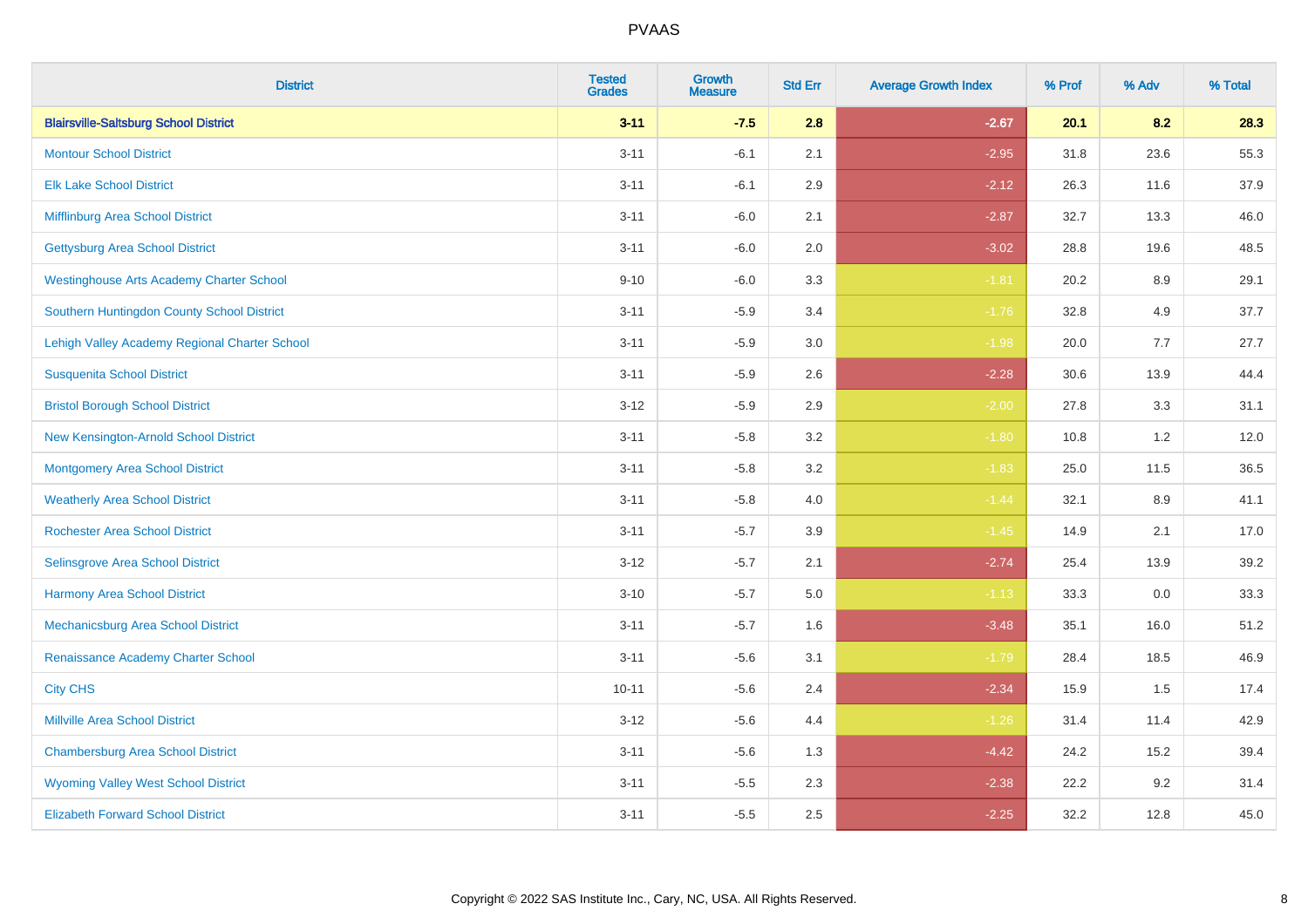# PVAAS

| District | Tested Grades | Growth Measure | Std Err | Average Growth Index | % Prof | % Adv | % Total |
|---|---|---|---|---|---|---|---|
| **Blairsville-Saltsburg School District** | **3-11** | **-7.5** | **2.8** | **-2.67** | **20.1** | **8.2** | **28.3** |
| Montour School District | 3-11 | -6.1 | 2.1 | -2.95 | 31.8 | 23.6 | 55.3 |
| Elk Lake School District | 3-11 | -6.1 | 2.9 | -2.12 | 26.3 | 11.6 | 37.9 |
| Mifflinburg Area School District | 3-11 | -6.0 | 2.1 | -2.87 | 32.7 | 13.3 | 46.0 |
| Gettysburg Area School District | 3-11 | -6.0 | 2.0 | -3.02 | 28.8 | 19.6 | 48.5 |
| Westinghouse Arts Academy Charter School | 9-10 | -6.0 | 3.3 | -1.81 | 20.2 | 8.9 | 29.1 |
| Southern Huntingdon County School District | 3-11 | -5.9 | 3.4 | -1.76 | 32.8 | 4.9 | 37.7 |
| Lehigh Valley Academy Regional Charter School | 3-11 | -5.9 | 3.0 | -1.98 | 20.0 | 7.7 | 27.7 |
| Susquenita School District | 3-11 | -5.9 | 2.6 | -2.28 | 30.6 | 13.9 | 44.4 |
| Bristol Borough School District | 3-12 | -5.9 | 2.9 | -2.00 | 27.8 | 3.3 | 31.1 |
| New Kensington-Arnold School District | 3-11 | -5.8 | 3.2 | -1.80 | 10.8 | 1.2 | 12.0 |
| Montgomery Area School District | 3-11 | -5.8 | 3.2 | -1.83 | 25.0 | 11.5 | 36.5 |
| Weatherly Area School District | 3-11 | -5.8 | 4.0 | -1.44 | 32.1 | 8.9 | 41.1 |
| Rochester Area School District | 3-11 | -5.7 | 3.9 | -1.45 | 14.9 | 2.1 | 17.0 |
| Selinsgrove Area School District | 3-12 | -5.7 | 2.1 | -2.74 | 25.4 | 13.9 | 39.2 |
| Harmony Area School District | 3-10 | -5.7 | 5.0 | -1.13 | 33.3 | 0.0 | 33.3 |
| Mechanicsburg Area School District | 3-11 | -5.7 | 1.6 | -3.48 | 35.1 | 16.0 | 51.2 |
| Renaissance Academy Charter School | 3-11 | -5.6 | 3.1 | -1.79 | 28.4 | 18.5 | 46.9 |
| City CHS | 10-11 | -5.6 | 2.4 | -2.34 | 15.9 | 1.5 | 17.4 |
| Millville Area School District | 3-12 | -5.6 | 4.4 | -1.26 | 31.4 | 11.4 | 42.9 |
| Chambersburg Area School District | 3-11 | -5.6 | 1.3 | -4.42 | 24.2 | 15.2 | 39.4 |
| Wyoming Valley West School District | 3-11 | -5.5 | 2.3 | -2.38 | 22.2 | 9.2 | 31.4 |
| Elizabeth Forward School District | 3-11 | -5.5 | 2.5 | -2.25 | 32.2 | 12.8 | 45.0 |

Copyright © 2022 SAS Institute Inc., Cary, NC, USA. All Rights Reserved.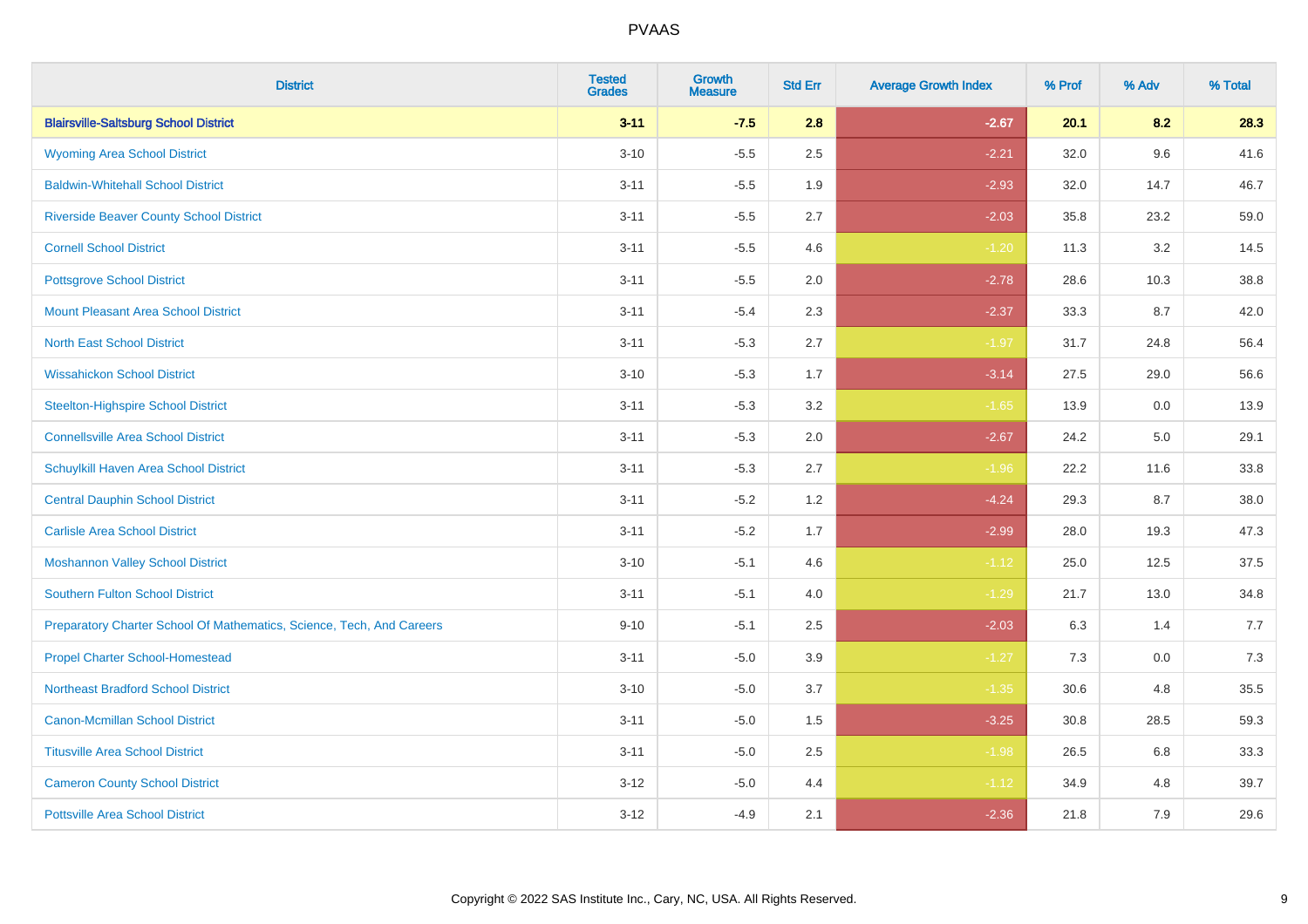# PVAAS

| District | Tested Grades | Growth Measure | Std Err | Average Growth Index | % Prof | % Adv | % Total |
|---|---|---|---|---|---|---|---|
| **Blairsville-Saltsburg School District** | **3-11** | **-7.5** | **2.8** | **-2.67** | **20.1** | **8.2** | **28.3** |
| Wyoming Area School District | 3-10 | -5.5 | 2.5 | -2.21 | 32.0 | 9.6 | 41.6 |
| Baldwin-Whitehall School District | 3-11 | -5.5 | 1.9 | -2.93 | 32.0 | 14.7 | 46.7 |
| Riverside Beaver County School District | 3-11 | -5.5 | 2.7 | -2.03 | 35.8 | 23.2 | 59.0 |
| Cornell School District | 3-11 | -5.5 | 4.6 | -1.20 | 11.3 | 3.2 | 14.5 |
| Pottsgrove School District | 3-11 | -5.5 | 2.0 | -2.78 | 28.6 | 10.3 | 38.8 |
| Mount Pleasant Area School District | 3-11 | -5.4 | 2.3 | -2.37 | 33.3 | 8.7 | 42.0 |
| North East School District | 3-11 | -5.3 | 2.7 | -1.97 | 31.7 | 24.8 | 56.4 |
| Wissahickon School District | 3-10 | -5.3 | 1.7 | -3.14 | 27.5 | 29.0 | 56.6 |
| Steelton-Highspire School District | 3-11 | -5.3 | 3.2 | -1.65 | 13.9 | 0.0 | 13.9 |
| Connellsville Area School District | 3-11 | -5.3 | 2.0 | -2.67 | 24.2 | 5.0 | 29.1 |
| Schuylkill Haven Area School District | 3-11 | -5.3 | 2.7 | -1.96 | 22.2 | 11.6 | 33.8 |
| Central Dauphin School District | 3-11 | -5.2 | 1.2 | -4.24 | 29.3 | 8.7 | 38.0 |
| Carlisle Area School District | 3-11 | -5.2 | 1.7 | -2.99 | 28.0 | 19.3 | 47.3 |
| Moshannon Valley School District | 3-10 | -5.1 | 4.6 | -1.12 | 25.0 | 12.5 | 37.5 |
| Southern Fulton School District | 3-11 | -5.1 | 4.0 | -1.29 | 21.7 | 13.0 | 34.8 |
| Preparatory Charter School Of Mathematics, Science, Tech, And Careers | 9-10 | -5.1 | 2.5 | -2.03 | 6.3 | 1.4 | 7.7 |
| Propel Charter School-Homestead | 3-11 | -5.0 | 3.9 | -1.27 | 7.3 | 0.0 | 7.3 |
| Northeast Bradford School District | 3-10 | -5.0 | 3.7 | -1.35 | 30.6 | 4.8 | 35.5 |
| Canon-Mcmillan School District | 3-11 | -5.0 | 1.5 | -3.25 | 30.8 | 28.5 | 59.3 |
| Titusville Area School District | 3-11 | -5.0 | 2.5 | -1.98 | 26.5 | 6.8 | 33.3 |
| Cameron County School District | 3-12 | -5.0 | 4.4 | -1.12 | 34.9 | 4.8 | 39.7 |
| Pottsville Area School District | 3-12 | -4.9 | 2.1 | -2.36 | 21.8 | 7.9 | 29.6 |

Copyright © 2022 SAS Institute Inc., Cary, NC, USA. All Rights Reserved.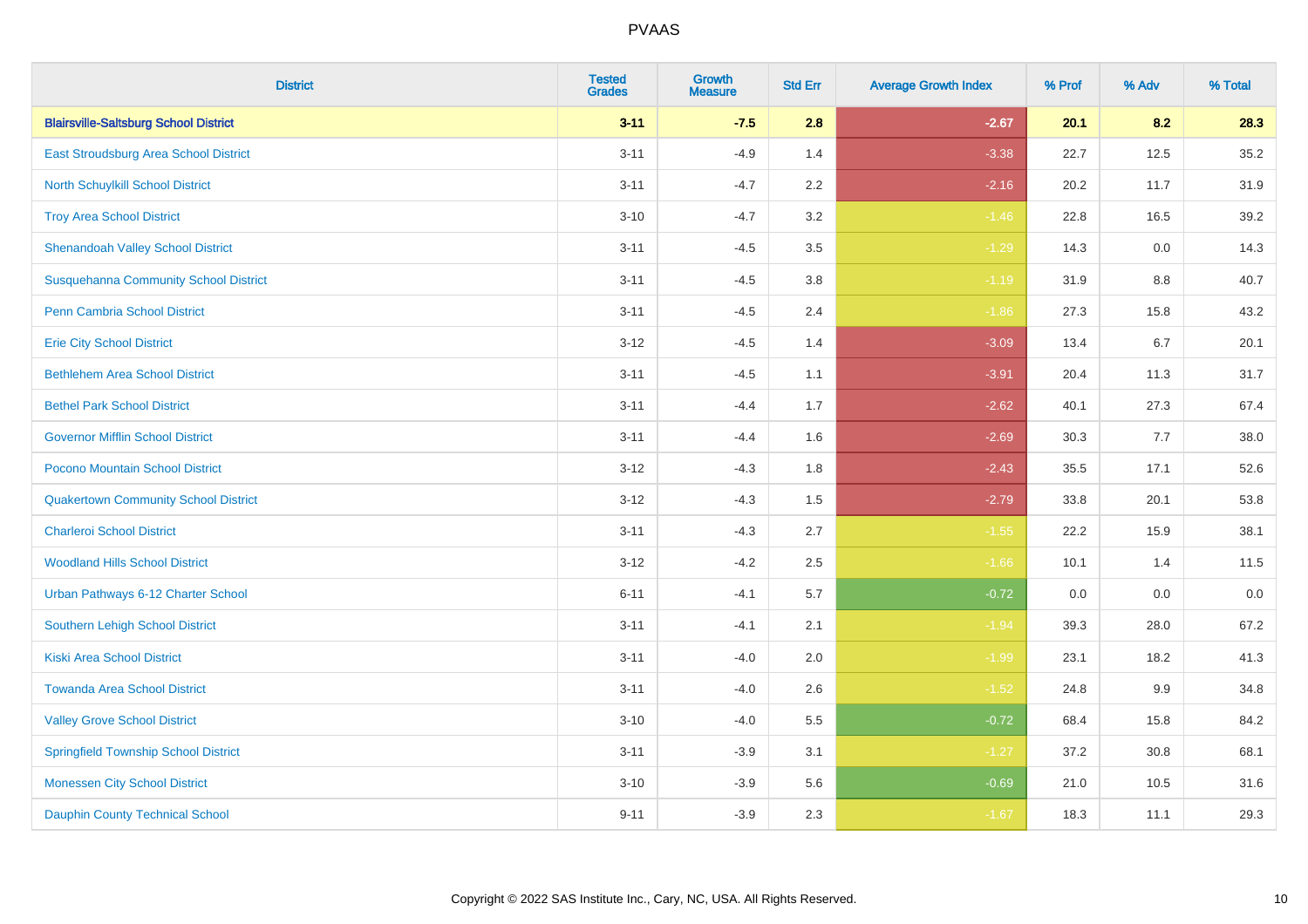| District | Tested Grades | Growth Measure | Std Err | Average Growth Index | % Prof | % Adv | % Total |
|---|---|---|---|---|---|---|---|
| **Blairsville-Saltsburg School District** | **3-11** | **-7.5** | **2.8** | **-2.67** | **20.1** | **8.2** | **28.3** |
| East Stroudsburg Area School District | 3-11 | -4.9 | 1.4 | -3.38 | 22.7 | 12.5 | 35.2 |
| North Schuylkill School District | 3-11 | -4.7 | 2.2 | -2.16 | 20.2 | 11.7 | 31.9 |
| Troy Area School District | 3-10 | -4.7 | 3.2 | -1.46 | 22.8 | 16.5 | 39.2 |
| Shenandoah Valley School District | 3-11 | -4.5 | 3.5 | -1.29 | 14.3 | 0.0 | 14.3 |
| Susquehanna Community School District | 3-11 | -4.5 | 3.8 | -1.19 | 31.9 | 8.8 | 40.7 |
| Penn Cambria School District | 3-11 | -4.5 | 2.4 | -1.86 | 27.3 | 15.8 | 43.2 |
| Erie City School District | 3-12 | -4.5 | 1.4 | -3.09 | 13.4 | 6.7 | 20.1 |
| Bethlehem Area School District | 3-11 | -4.5 | 1.1 | -3.91 | 20.4 | 11.3 | 31.7 |
| Bethel Park School District | 3-11 | -4.4 | 1.7 | -2.62 | 40.1 | 27.3 | 67.4 |
| Governor Mifflin School District | 3-11 | -4.4 | 1.6 | -2.69 | 30.3 | 7.7 | 38.0 |
| Pocono Mountain School District | 3-12 | -4.3 | 1.8 | -2.43 | 35.5 | 17.1 | 52.6 |
| Quakertown Community School District | 3-12 | -4.3 | 1.5 | -2.79 | 33.8 | 20.1 | 53.8 |
| Charleroi School District | 3-11 | -4.3 | 2.7 | -1.55 | 22.2 | 15.9 | 38.1 |
| Woodland Hills School District | 3-12 | -4.2 | 2.5 | -1.66 | 10.1 | 1.4 | 11.5 |
| Urban Pathways 6-12 Charter School | 6-11 | -4.1 | 5.7 | -0.72 | 0.0 | 0.0 | 0.0 |
| Southern Lehigh School District | 3-11 | -4.1 | 2.1 | -1.94 | 39.3 | 28.0 | 67.2 |
| Kiski Area School District | 3-11 | -4.0 | 2.0 | -1.99 | 23.1 | 18.2 | 41.3 |
| Towanda Area School District | 3-11 | -4.0 | 2.6 | -1.52 | 24.8 | 9.9 | 34.8 |
| Valley Grove School District | 3-10 | -4.0 | 5.5 | -0.72 | 68.4 | 15.8 | 84.2 |
| Springfield Township School District | 3-11 | -3.9 | 3.1 | -1.27 | 37.2 | 30.8 | 68.1 |
| Monessen City School District | 3-10 | -3.9 | 5.6 | -0.69 | 21.0 | 10.5 | 31.6 |
| Dauphin County Technical School | 9-11 | -3.9 | 2.3 | -1.67 | 18.3 | 11.1 | 29.3 |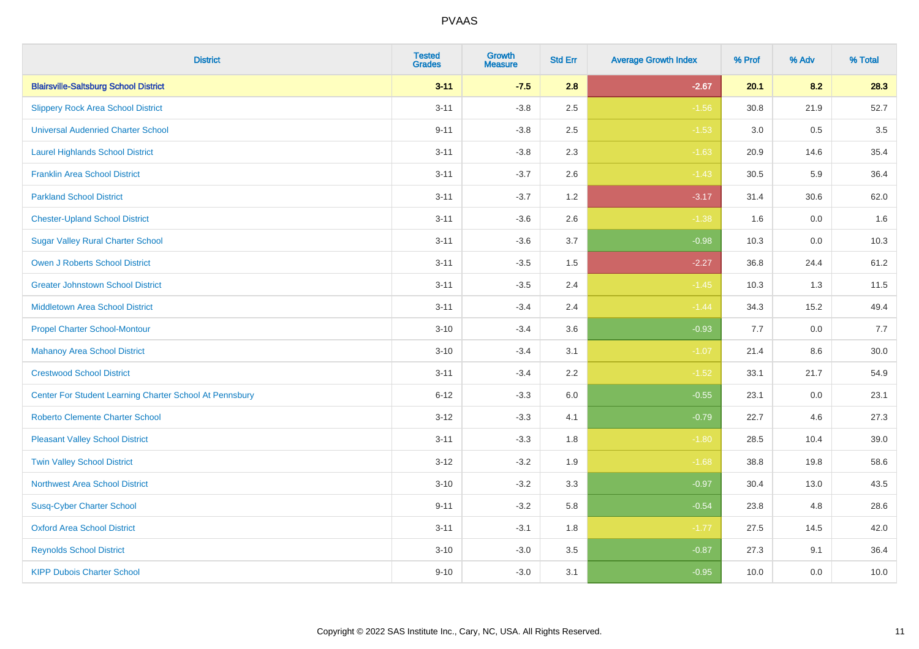# PVAAS

| District | Tested Grades | Growth Measure | Std Err | Average Growth Index | % Prof | % Adv | % Total |
|---|---|---|---|---|---|---|---|
| **Blairsville-Saltsburg School District** | **3-11** | **-7.5** | **2.8** | **-2.67** | **20.1** | **8.2** | **28.3** |
| Slippery Rock Area School District | 3-11 | -3.8 | 2.5 | -1.56 | 30.8 | 21.9 | 52.7 |
| Universal Audenried Charter School | 9-11 | -3.8 | 2.5 | -1.53 | 3.0 | 0.5 | 3.5 |
| Laurel Highlands School District | 3-11 | -3.8 | 2.3 | -1.63 | 20.9 | 14.6 | 35.4 |
| Franklin Area School District | 3-11 | -3.7 | 2.6 | -1.43 | 30.5 | 5.9 | 36.4 |
| Parkland School District | 3-11 | -3.7 | 1.2 | -3.17 | 31.4 | 30.6 | 62.0 |
| Chester-Upland School District | 3-11 | -3.6 | 2.6 | -1.38 | 1.6 | 0.0 | 1.6 |
| Sugar Valley Rural Charter School | 3-11 | -3.6 | 3.7 | -0.98 | 10.3 | 0.0 | 10.3 |
| Owen J Roberts School District | 3-11 | -3.5 | 1.5 | -2.27 | 36.8 | 24.4 | 61.2 |
| Greater Johnstown School District | 3-11 | -3.5 | 2.4 | -1.45 | 10.3 | 1.3 | 11.5 |
| Middletown Area School District | 3-11 | -3.4 | 2.4 | -1.44 | 34.3 | 15.2 | 49.4 |
| Propel Charter School-Montour | 3-10 | -3.4 | 3.6 | -0.93 | 7.7 | 0.0 | 7.7 |
| Mahanoy Area School District | 3-10 | -3.4 | 3.1 | -1.07 | 21.4 | 8.6 | 30.0 |
| Crestwood School District | 3-11 | -3.4 | 2.2 | -1.52 | 33.1 | 21.7 | 54.9 |
| Center For Student Learning Charter School At Pennsbury | 6-12 | -3.3 | 6.0 | -0.55 | 23.1 | 0.0 | 23.1 |
| Roberto Clemente Charter School | 3-12 | -3.3 | 4.1 | -0.79 | 22.7 | 4.6 | 27.3 |
| Pleasant Valley School District | 3-11 | -3.3 | 1.8 | -1.80 | 28.5 | 10.4 | 39.0 |
| Twin Valley School District | 3-12 | -3.2 | 1.9 | -1.68 | 38.8 | 19.8 | 58.6 |
| Northwest Area School District | 3-10 | -3.2 | 3.3 | -0.97 | 30.4 | 13.0 | 43.5 |
| Susq-Cyber Charter School | 9-11 | -3.2 | 5.8 | -0.54 | 23.8 | 4.8 | 28.6 |
| Oxford Area School District | 3-11 | -3.1 | 1.8 | -1.77 | 27.5 | 14.5 | 42.0 |
| Reynolds School District | 3-10 | -3.0 | 3.5 | -0.87 | 27.3 | 9.1 | 36.4 |
| KIPP Dubois Charter School | 9-10 | -3.0 | 3.1 | -0.95 | 10.0 | 0.0 | 10.0 |

Copyright © 2022 SAS Institute Inc., Cary, NC, USA. All Rights Reserved.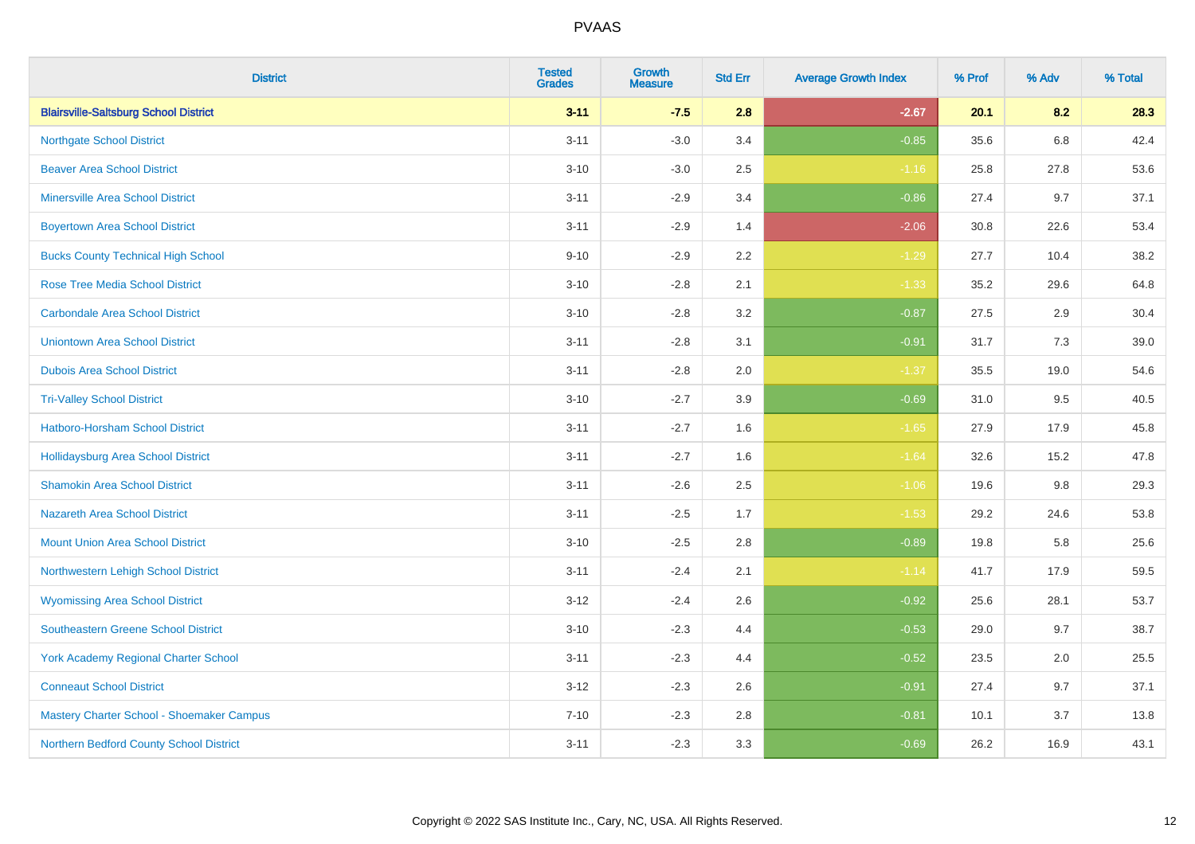| District | Tested Grades | Growth Measure | Std Err | Average Growth Index | % Prof | % Adv | % Total |
|---|---|---|---|---|---|---|---|
| **Blairsville-Saltsburg School District** | **3-11** | **-7.5** | **2.8** | **-2.67** | **20.1** | **8.2** | **28.3** |
| Northgate School District | 3-11 | -3.0 | 3.4 | -0.85 | 35.6 | 6.8 | 42.4 |
| Beaver Area School District | 3-10 | -3.0 | 2.5 | -1.16 | 25.8 | 27.8 | 53.6 |
| Minersville Area School District | 3-11 | -2.9 | 3.4 | -0.86 | 27.4 | 9.7 | 37.1 |
| Boyertown Area School District | 3-11 | -2.9 | 1.4 | -2.06 | 30.8 | 22.6 | 53.4 |
| Bucks County Technical High School | 9-10 | -2.9 | 2.2 | -1.29 | 27.7 | 10.4 | 38.2 |
| Rose Tree Media School District | 3-10 | -2.8 | 2.1 | -1.33 | 35.2 | 29.6 | 64.8 |
| Carbondale Area School District | 3-10 | -2.8 | 3.2 | -0.87 | 27.5 | 2.9 | 30.4 |
| Uniontown Area School District | 3-11 | -2.8 | 3.1 | -0.91 | 31.7 | 7.3 | 39.0 |
| Dubois Area School District | 3-11 | -2.8 | 2.0 | -1.37 | 35.5 | 19.0 | 54.6 |
| Tri-Valley School District | 3-10 | -2.7 | 3.9 | -0.69 | 31.0 | 9.5 | 40.5 |
| Hatboro-Horsham School District | 3-11 | -2.7 | 1.6 | -1.65 | 27.9 | 17.9 | 45.8 |
| Hollidaysburg Area School District | 3-11 | -2.7 | 1.6 | -1.64 | 32.6 | 15.2 | 47.8 |
| Shamokin Area School District | 3-11 | -2.6 | 2.5 | -1.06 | 19.6 | 9.8 | 29.3 |
| Nazareth Area School District | 3-11 | -2.5 | 1.7 | -1.53 | 29.2 | 24.6 | 53.8 |
| Mount Union Area School District | 3-10 | -2.5 | 2.8 | -0.89 | 19.8 | 5.8 | 25.6 |
| Northwestern Lehigh School District | 3-11 | -2.4 | 2.1 | -1.14 | 41.7 | 17.9 | 59.5 |
| Wyomissing Area School District | 3-12 | -2.4 | 2.6 | -0.92 | 25.6 | 28.1 | 53.7 |
| Southeastern Greene School District | 3-10 | -2.3 | 4.4 | -0.53 | 29.0 | 9.7 | 38.7 |
| York Academy Regional Charter School | 3-11 | -2.3 | 4.4 | -0.52 | 23.5 | 2.0 | 25.5 |
| Conneaut School District | 3-12 | -2.3 | 2.6 | -0.91 | 27.4 | 9.7 | 37.1 |
| Mastery Charter School - Shoemaker Campus | 7-10 | -2.3 | 2.8 | -0.81 | 10.1 | 3.7 | 13.8 |
| Northern Bedford County School District | 3-11 | -2.3 | 3.3 | -0.69 | 26.2 | 16.9 | 43.1 |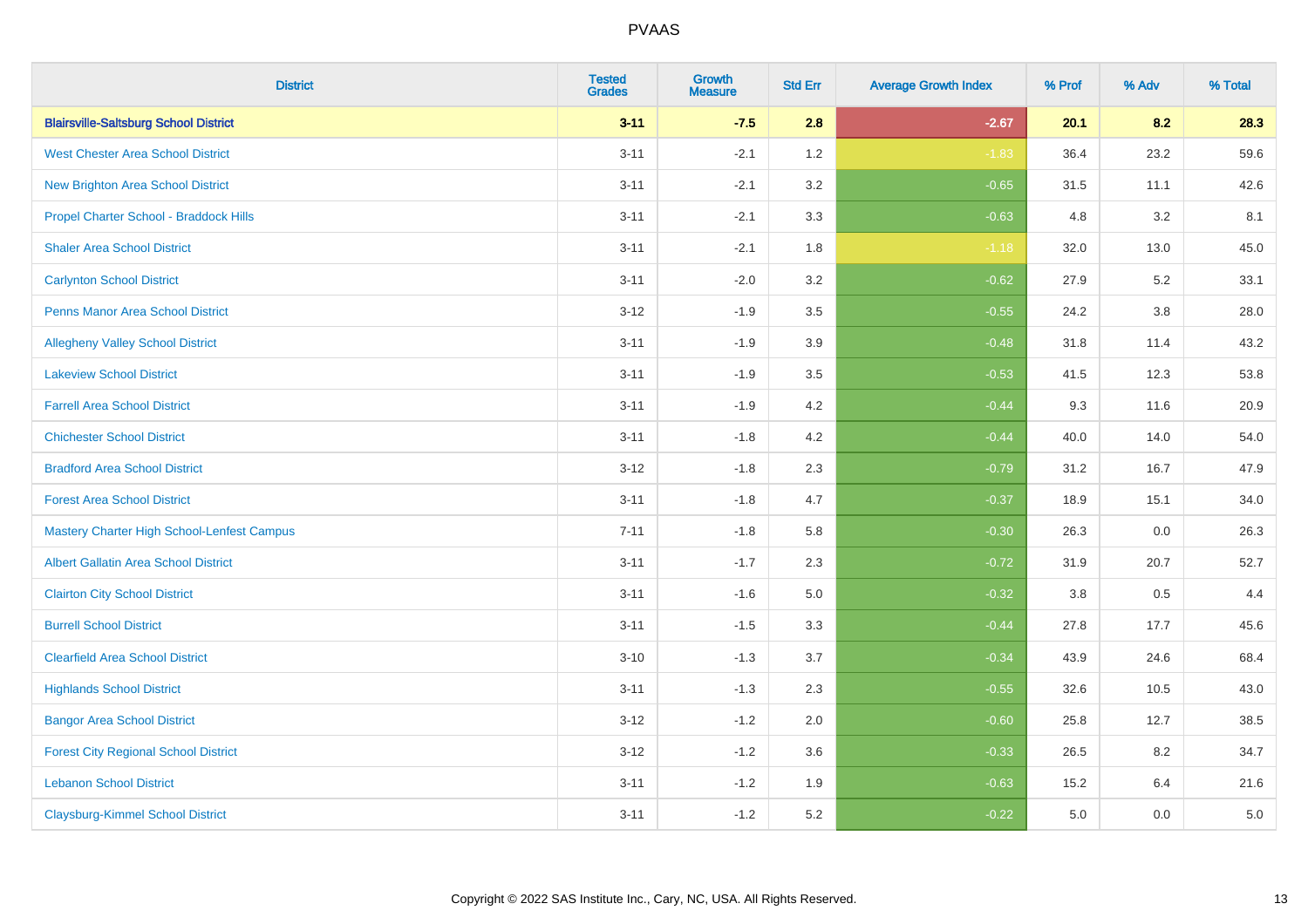PVAAS

| District | Tested Grades | Growth Measure | Std Err | Average Growth Index | % Prof | % Adv | % Total |
|---|---|---|---|---|---|---|---|
| **Blairsville-Saltsburg School District** | **3-11** | **-7.5** | **2.8** | **-2.67** | **20.1** | **8.2** | **28.3** |
| West Chester Area School District | 3-11 | -2.1 | 1.2 | -1.83 | 36.4 | 23.2 | 59.6 |
| New Brighton Area School District | 3-11 | -2.1 | 3.2 | -0.65 | 31.5 | 11.1 | 42.6 |
| Propel Charter School - Braddock Hills | 3-11 | -2.1 | 3.3 | -0.63 | 4.8 | 3.2 | 8.1 |
| Shaler Area School District | 3-11 | -2.1 | 1.8 | -1.18 | 32.0 | 13.0 | 45.0 |
| Carlynton School District | 3-11 | -2.0 | 3.2 | -0.62 | 27.9 | 5.2 | 33.1 |
| Penns Manor Area School District | 3-12 | -1.9 | 3.5 | -0.55 | 24.2 | 3.8 | 28.0 |
| Allegheny Valley School District | 3-11 | -1.9 | 3.9 | -0.48 | 31.8 | 11.4 | 43.2 |
| Lakeview School District | 3-11 | -1.9 | 3.5 | -0.53 | 41.5 | 12.3 | 53.8 |
| Farrell Area School District | 3-11 | -1.9 | 4.2 | -0.44 | 9.3 | 11.6 | 20.9 |
| Chichester School District | 3-11 | -1.8 | 4.2 | -0.44 | 40.0 | 14.0 | 54.0 |
| Bradford Area School District | 3-12 | -1.8 | 2.3 | -0.79 | 31.2 | 16.7 | 47.9 |
| Forest Area School District | 3-11 | -1.8 | 4.7 | -0.37 | 18.9 | 15.1 | 34.0 |
| Mastery Charter High School-Lenfest Campus | 7-11 | -1.8 | 5.8 | -0.30 | 26.3 | 0.0 | 26.3 |
| Albert Gallatin Area School District | 3-11 | -1.7 | 2.3 | -0.72 | 31.9 | 20.7 | 52.7 |
| Clairton City School District | 3-11 | -1.6 | 5.0 | -0.32 | 3.8 | 0.5 | 4.4 |
| Burrell School District | 3-11 | -1.5 | 3.3 | -0.44 | 27.8 | 17.7 | 45.6 |
| Clearfield Area School District | 3-10 | -1.3 | 3.7 | -0.34 | 43.9 | 24.6 | 68.4 |
| Highlands School District | 3-11 | -1.3 | 2.3 | -0.55 | 32.6 | 10.5 | 43.0 |
| Bangor Area School District | 3-12 | -1.2 | 2.0 | -0.60 | 25.8 | 12.7 | 38.5 |
| Forest City Regional School District | 3-12 | -1.2 | 3.6 | -0.33 | 26.5 | 8.2 | 34.7 |
| Lebanon School District | 3-11 | -1.2 | 1.9 | -0.63 | 15.2 | 6.4 | 21.6 |
| Claysburg-Kimmel School District | 3-11 | -1.2 | 5.2 | -0.22 | 5.0 | 0.0 | 5.0 |

Copyright © 2022 SAS Institute Inc., Cary, NC, USA. All Rights Reserved.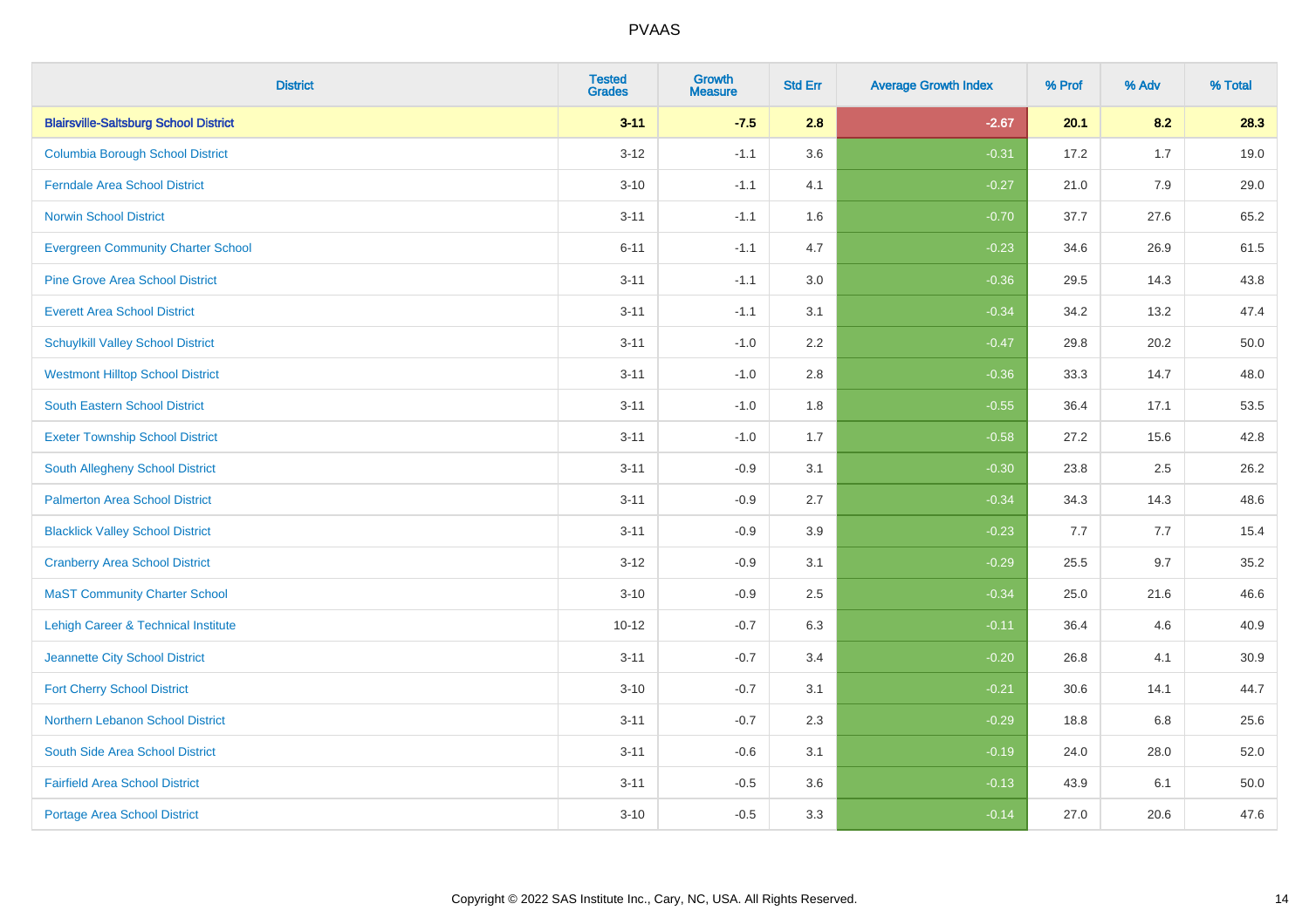| District | Tested Grades | Growth Measure | Std Err | Average Growth Index | % Prof | % Adv | % Total |
|---|---|---|---|---|---|---|---|
| **Blairsville-Saltsburg School District** | **3-11** | **-7.5** | **2.8** | **-2.67** | **20.1** | **8.2** | **28.3** |
| Columbia Borough School District | 3-12 | -1.1 | 3.6 | -0.31 | 17.2 | 1.7 | 19.0 |
| Ferndale Area School District | 3-10 | -1.1 | 4.1 | -0.27 | 21.0 | 7.9 | 29.0 |
| Norwin School District | 3-11 | -1.1 | 1.6 | -0.70 | 37.7 | 27.6 | 65.2 |
| Evergreen Community Charter School | 6-11 | -1.1 | 4.7 | -0.23 | 34.6 | 26.9 | 61.5 |
| Pine Grove Area School District | 3-11 | -1.1 | 3.0 | -0.36 | 29.5 | 14.3 | 43.8 |
| Everett Area School District | 3-11 | -1.1 | 3.1 | -0.34 | 34.2 | 13.2 | 47.4 |
| Schuylkill Valley School District | 3-11 | -1.0 | 2.2 | -0.47 | 29.8 | 20.2 | 50.0 |
| Westmont Hilltop School District | 3-11 | -1.0 | 2.8 | -0.36 | 33.3 | 14.7 | 48.0 |
| South Eastern School District | 3-11 | -1.0 | 1.8 | -0.55 | 36.4 | 17.1 | 53.5 |
| Exeter Township School District | 3-11 | -1.0 | 1.7 | -0.58 | 27.2 | 15.6 | 42.8 |
| South Allegheny School District | 3-11 | -0.9 | 3.1 | -0.30 | 23.8 | 2.5 | 26.2 |
| Palmerton Area School District | 3-11 | -0.9 | 2.7 | -0.34 | 34.3 | 14.3 | 48.6 |
| Blacklick Valley School District | 3-11 | -0.9 | 3.9 | -0.23 | 7.7 | 7.7 | 15.4 |
| Cranberry Area School District | 3-12 | -0.9 | 3.1 | -0.29 | 25.5 | 9.7 | 35.2 |
| MaST Community Charter School | 3-10 | -0.9 | 2.5 | -0.34 | 25.0 | 21.6 | 46.6 |
| Lehigh Career & Technical Institute | 10-12 | -0.7 | 6.3 | -0.11 | 36.4 | 4.6 | 40.9 |
| Jeannette City School District | 3-11 | -0.7 | 3.4 | -0.20 | 26.8 | 4.1 | 30.9 |
| Fort Cherry School District | 3-10 | -0.7 | 3.1 | -0.21 | 30.6 | 14.1 | 44.7 |
| Northern Lebanon School District | 3-11 | -0.7 | 2.3 | -0.29 | 18.8 | 6.8 | 25.6 |
| South Side Area School District | 3-11 | -0.6 | 3.1 | -0.19 | 24.0 | 28.0 | 52.0 |
| Fairfield Area School District | 3-11 | -0.5 | 3.6 | -0.13 | 43.9 | 6.1 | 50.0 |
| Portage Area School District | 3-10 | -0.5 | 3.3 | -0.14 | 27.0 | 20.6 | 47.6 |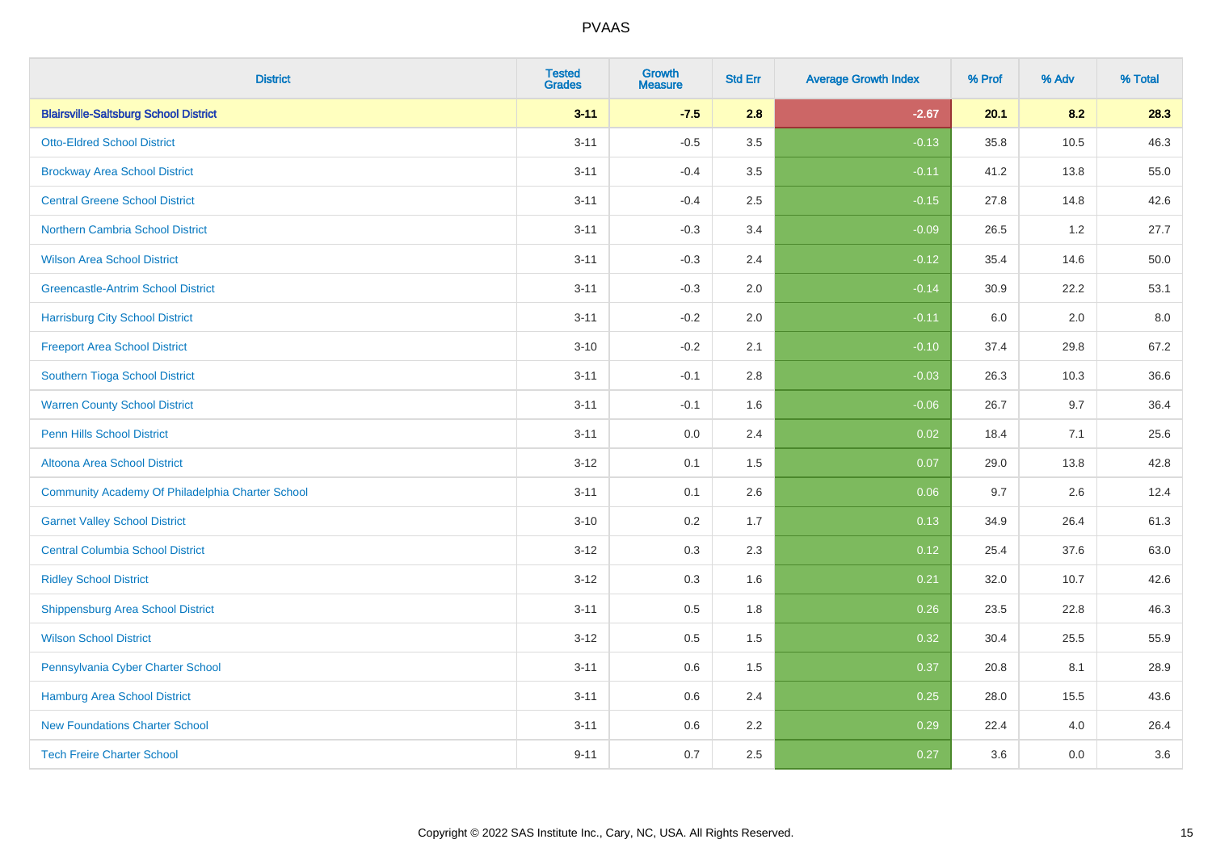# PVAAS

| District | Tested Grades | Growth Measure | Std Err | Average Growth Index | % Prof | % Adv | % Total |
|---|---|---|---|---|---|---|---|
| **Blairsville-Saltsburg School District** | **3-11** | **-7.5** | **2.8** | **-2.67** | **20.1** | **8.2** | **28.3** |
| Otto-Eldred School District | 3-11 | -0.5 | 3.5 | -0.13 | 35.8 | 10.5 | 46.3 |
| Brockway Area School District | 3-11 | -0.4 | 3.5 | -0.11 | 41.2 | 13.8 | 55.0 |
| Central Greene School District | 3-11 | -0.4 | 2.5 | -0.15 | 27.8 | 14.8 | 42.6 |
| Northern Cambria School District | 3-11 | -0.3 | 3.4 | -0.09 | 26.5 | 1.2 | 27.7 |
| Wilson Area School District | 3-11 | -0.3 | 2.4 | -0.12 | 35.4 | 14.6 | 50.0 |
| Greencastle-Antrim School District | 3-11 | -0.3 | 2.0 | -0.14 | 30.9 | 22.2 | 53.1 |
| Harrisburg City School District | 3-11 | -0.2 | 2.0 | -0.11 | 6.0 | 2.0 | 8.0 |
| Freeport Area School District | 3-10 | -0.2 | 2.1 | -0.10 | 37.4 | 29.8 | 67.2 |
| Southern Tioga School District | 3-11 | -0.1 | 2.8 | -0.03 | 26.3 | 10.3 | 36.6 |
| Warren County School District | 3-11 | -0.1 | 1.6 | -0.06 | 26.7 | 9.7 | 36.4 |
| Penn Hills School District | 3-11 | 0.0 | 2.4 | 0.02 | 18.4 | 7.1 | 25.6 |
| Altoona Area School District | 3-12 | 0.1 | 1.5 | 0.07 | 29.0 | 13.8 | 42.8 |
| Community Academy Of Philadelphia Charter School | 3-11 | 0.1 | 2.6 | 0.06 | 9.7 | 2.6 | 12.4 |
| Garnet Valley School District | 3-10 | 0.2 | 1.7 | 0.13 | 34.9 | 26.4 | 61.3 |
| Central Columbia School District | 3-12 | 0.3 | 2.3 | 0.12 | 25.4 | 37.6 | 63.0 |
| Ridley School District | 3-12 | 0.3 | 1.6 | 0.21 | 32.0 | 10.7 | 42.6 |
| Shippensburg Area School District | 3-11 | 0.5 | 1.8 | 0.26 | 23.5 | 22.8 | 46.3 |
| Wilson School District | 3-12 | 0.5 | 1.5 | 0.32 | 30.4 | 25.5 | 55.9 |
| Pennsylvania Cyber Charter School | 3-11 | 0.6 | 1.5 | 0.37 | 20.8 | 8.1 | 28.9 |
| Hamburg Area School District | 3-11 | 0.6 | 2.4 | 0.25 | 28.0 | 15.5 | 43.6 |
| New Foundations Charter School | 3-11 | 0.6 | 2.2 | 0.29 | 22.4 | 4.0 | 26.4 |
| Tech Freire Charter School | 9-11 | 0.7 | 2.5 | 0.27 | 3.6 | 0.0 | 3.6 |

Copyright © 2022 SAS Institute Inc., Cary, NC, USA. All Rights Reserved.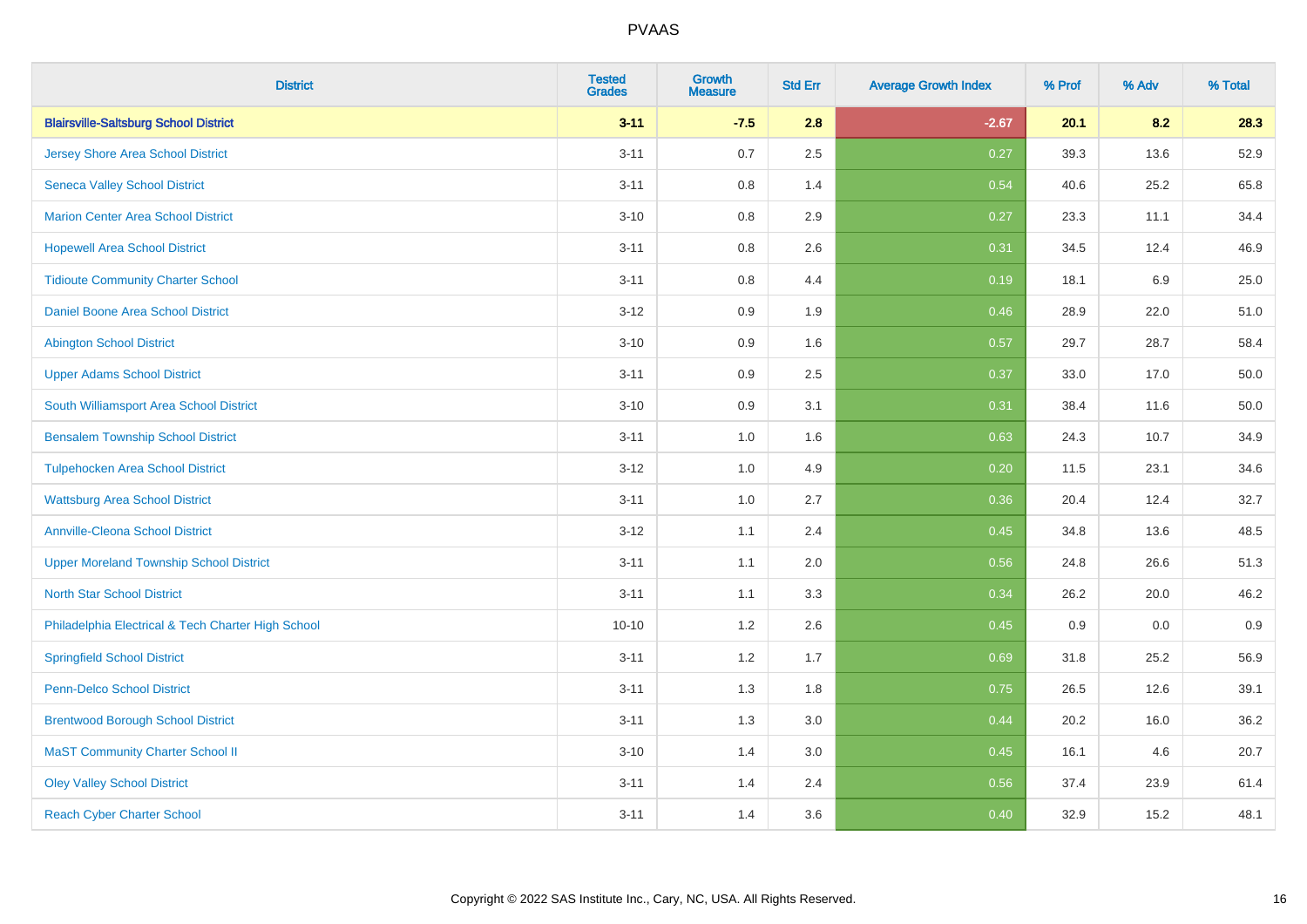| District | Tested Grades | Growth Measure | Std Err | Average Growth Index | % Prof | % Adv | % Total |
|---|---|---|---|---|---|---|---|
| **Blairsville-Saltsburg School District** | **3-11** | **-7.5** | **2.8** | **-2.67** | **20.1** | **8.2** | **28.3** |
| Jersey Shore Area School District | 3-11 | 0.7 | 2.5 | 0.27 | 39.3 | 13.6 | 52.9 |
| Seneca Valley School District | 3-11 | 0.8 | 1.4 | 0.54 | 40.6 | 25.2 | 65.8 |
| Marion Center Area School District | 3-10 | 0.8 | 2.9 | 0.27 | 23.3 | 11.1 | 34.4 |
| Hopewell Area School District | 3-11 | 0.8 | 2.6 | 0.31 | 34.5 | 12.4 | 46.9 |
| Tidioute Community Charter School | 3-11 | 0.8 | 4.4 | 0.19 | 18.1 | 6.9 | 25.0 |
| Daniel Boone Area School District | 3-12 | 0.9 | 1.9 | 0.46 | 28.9 | 22.0 | 51.0 |
| Abington School District | 3-10 | 0.9 | 1.6 | 0.57 | 29.7 | 28.7 | 58.4 |
| Upper Adams School District | 3-11 | 0.9 | 2.5 | 0.37 | 33.0 | 17.0 | 50.0 |
| South Williamsport Area School District | 3-10 | 0.9 | 3.1 | 0.31 | 38.4 | 11.6 | 50.0 |
| Bensalem Township School District | 3-11 | 1.0 | 1.6 | 0.63 | 24.3 | 10.7 | 34.9 |
| Tulpehocken Area School District | 3-12 | 1.0 | 4.9 | 0.20 | 11.5 | 23.1 | 34.6 |
| Wattsburg Area School District | 3-11 | 1.0 | 2.7 | 0.36 | 20.4 | 12.4 | 32.7 |
| Annville-Cleona School District | 3-12 | 1.1 | 2.4 | 0.45 | 34.8 | 13.6 | 48.5 |
| Upper Moreland Township School District | 3-11 | 1.1 | 2.0 | 0.56 | 24.8 | 26.6 | 51.3 |
| North Star School District | 3-11 | 1.1 | 3.3 | 0.34 | 26.2 | 20.0 | 46.2 |
| Philadelphia Electrical & Tech Charter High School | 10-10 | 1.2 | 2.6 | 0.45 | 0.9 | 0.0 | 0.9 |
| Springfield School District | 3-11 | 1.2 | 1.7 | 0.69 | 31.8 | 25.2 | 56.9 |
| Penn-Delco School District | 3-11 | 1.3 | 1.8 | 0.75 | 26.5 | 12.6 | 39.1 |
| Brentwood Borough School District | 3-11 | 1.3 | 3.0 | 0.44 | 20.2 | 16.0 | 36.2 |
| MaST Community Charter School II | 3-10 | 1.4 | 3.0 | 0.45 | 16.1 | 4.6 | 20.7 |
| Oley Valley School District | 3-11 | 1.4 | 2.4 | 0.56 | 37.4 | 23.9 | 61.4 |
| Reach Cyber Charter School | 3-11 | 1.4 | 3.6 | 0.40 | 32.9 | 15.2 | 48.1 |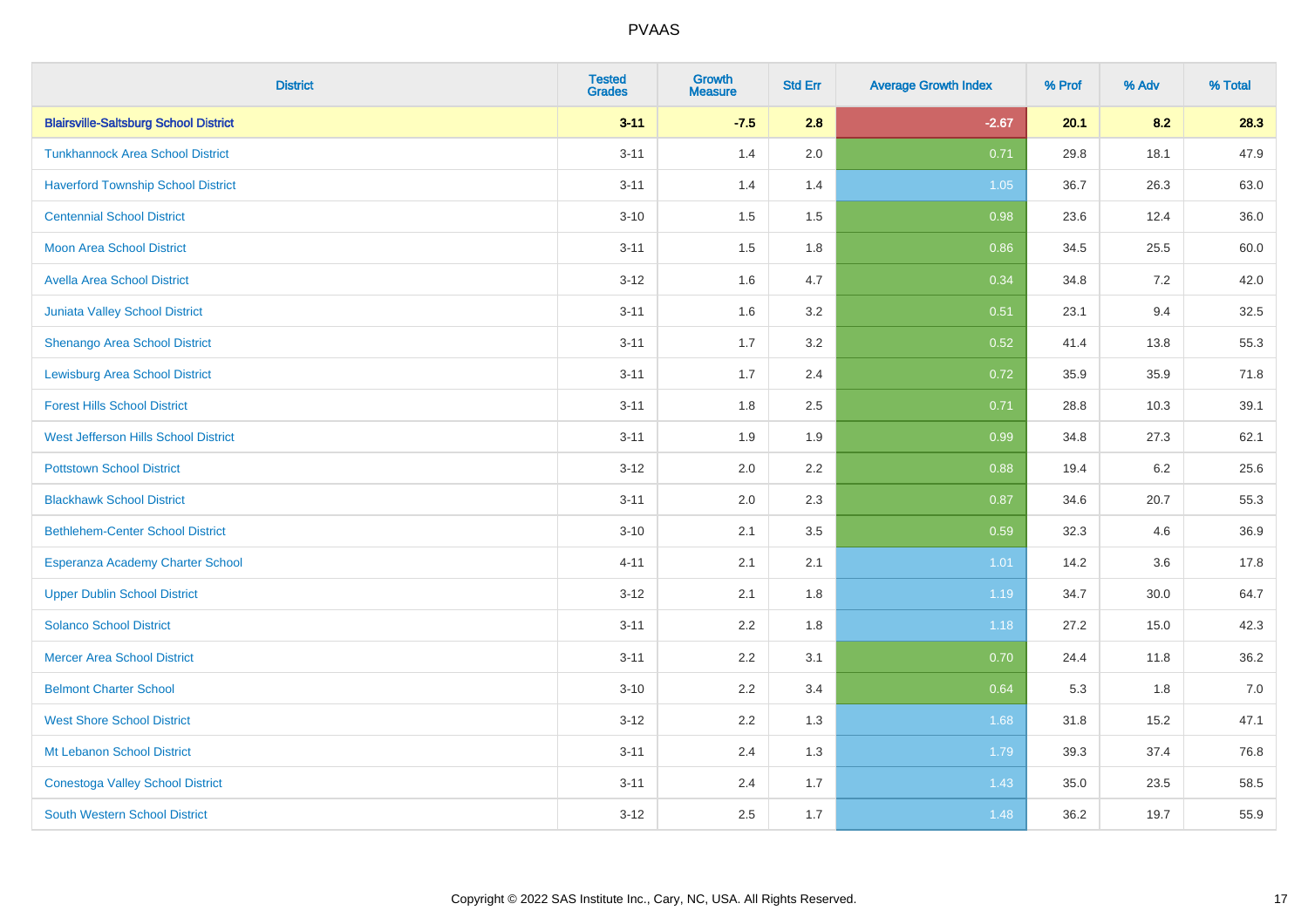| District | Tested Grades | Growth Measure | Std Err | Average Growth Index | % Prof | % Adv | % Total |
|---|---|---|---|---|---|---|---|
| **Blairsville-Saltsburg School District** | **3-11** | **-7.5** | **2.8** | **-2.67** | **20.1** | **8.2** | **28.3** |
| Tunkhannock Area School District | 3-11 | 1.4 | 2.0 | 0.71 | 29.8 | 18.1 | 47.9 |
| Haverford Township School District | 3-11 | 1.4 | 1.4 | 1.05 | 36.7 | 26.3 | 63.0 |
| Centennial School District | 3-10 | 1.5 | 1.5 | 0.98 | 23.6 | 12.4 | 36.0 |
| Moon Area School District | 3-11 | 1.5 | 1.8 | 0.86 | 34.5 | 25.5 | 60.0 |
| Avella Area School District | 3-12 | 1.6 | 4.7 | 0.34 | 34.8 | 7.2 | 42.0 |
| Juniata Valley School District | 3-11 | 1.6 | 3.2 | 0.51 | 23.1 | 9.4 | 32.5 |
| Shenango Area School District | 3-11 | 1.7 | 3.2 | 0.52 | 41.4 | 13.8 | 55.3 |
| Lewisburg Area School District | 3-11 | 1.7 | 2.4 | 0.72 | 35.9 | 35.9 | 71.8 |
| Forest Hills School District | 3-11 | 1.8 | 2.5 | 0.71 | 28.8 | 10.3 | 39.1 |
| West Jefferson Hills School District | 3-11 | 1.9 | 1.9 | 0.99 | 34.8 | 27.3 | 62.1 |
| Pottstown School District | 3-12 | 2.0 | 2.2 | 0.88 | 19.4 | 6.2 | 25.6 |
| Blackhawk School District | 3-11 | 2.0 | 2.3 | 0.87 | 34.6 | 20.7 | 55.3 |
| Bethlehem-Center School District | 3-10 | 2.1 | 3.5 | 0.59 | 32.3 | 4.6 | 36.9 |
| Esperanza Academy Charter School | 4-11 | 2.1 | 2.1 | 1.01 | 14.2 | 3.6 | 17.8 |
| Upper Dublin School District | 3-12 | 2.1 | 1.8 | 1.19 | 34.7 | 30.0 | 64.7 |
| Solanco School District | 3-11 | 2.2 | 1.8 | 1.18 | 27.2 | 15.0 | 42.3 |
| Mercer Area School District | 3-11 | 2.2 | 3.1 | 0.70 | 24.4 | 11.8 | 36.2 |
| Belmont Charter School | 3-10 | 2.2 | 3.4 | 0.64 | 5.3 | 1.8 | 7.0 |
| West Shore School District | 3-12 | 2.2 | 1.3 | 1.68 | 31.8 | 15.2 | 47.1 |
| Mt Lebanon School District | 3-11 | 2.4 | 1.3 | 1.79 | 39.3 | 37.4 | 76.8 |
| Conestoga Valley School District | 3-11 | 2.4 | 1.7 | 1.43 | 35.0 | 23.5 | 58.5 |
| South Western School District | 3-12 | 2.5 | 1.7 | 1.48 | 36.2 | 19.7 | 55.9 |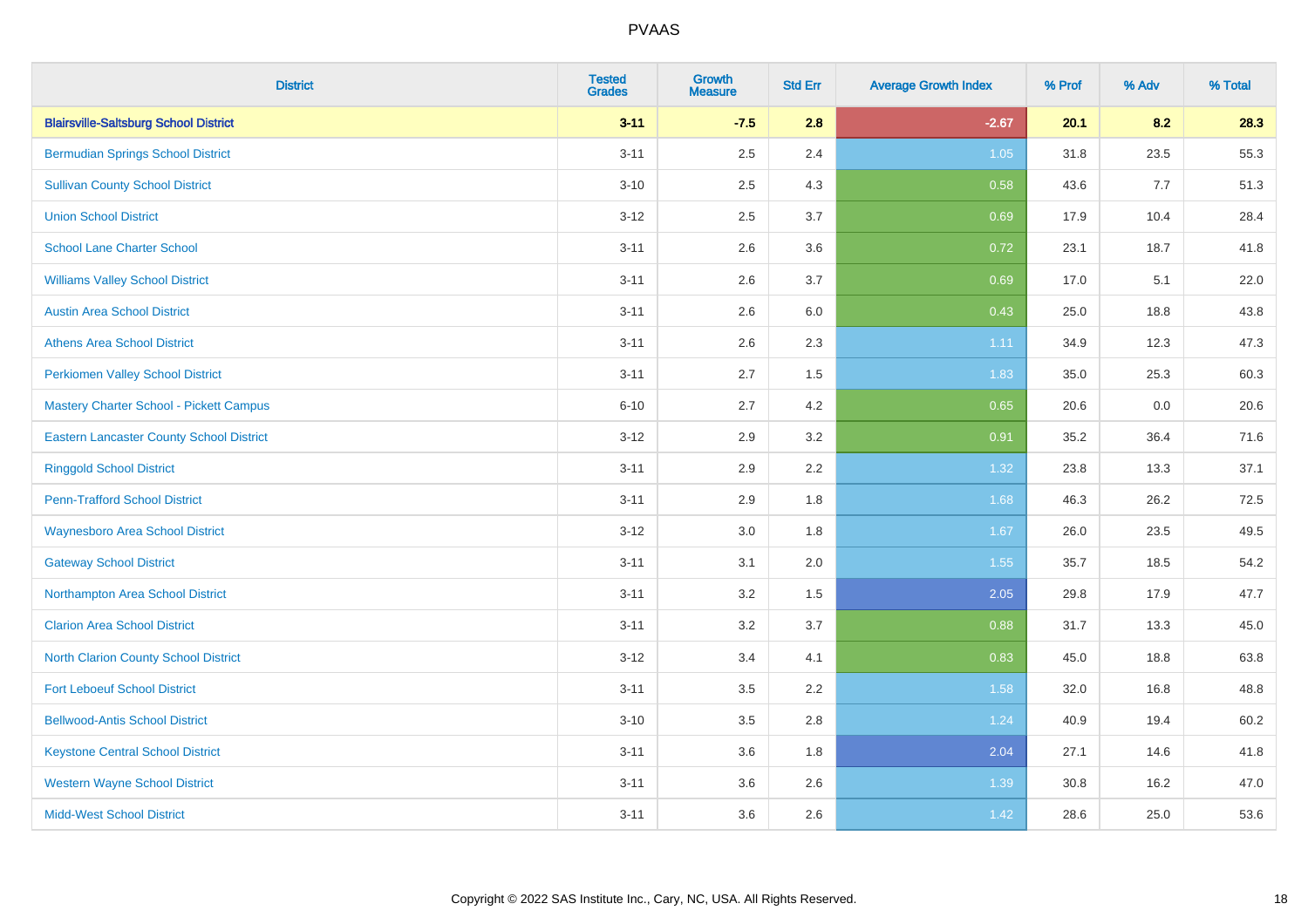# PVAAS

| District | Tested Grades | Growth Measure | Std Err | Average Growth Index | % Prof | % Adv | % Total |
|---|---|---|---|---|---|---|---|
| **Blairsville-Saltsburg School District** | **3-11** | **-7.5** | **2.8** | **-2.67** | **20.1** | **8.2** | **28.3** |
| Bermudian Springs School District | 3-11 | 2.5 | 2.4 | 1.05 | 31.8 | 23.5 | 55.3 |
| Sullivan County School District | 3-10 | 2.5 | 4.3 | 0.58 | 43.6 | 7.7 | 51.3 |
| Union School District | 3-12 | 2.5 | 3.7 | 0.69 | 17.9 | 10.4 | 28.4 |
| School Lane Charter School | 3-11 | 2.6 | 3.6 | 0.72 | 23.1 | 18.7 | 41.8 |
| Williams Valley School District | 3-11 | 2.6 | 3.7 | 0.69 | 17.0 | 5.1 | 22.0 |
| Austin Area School District | 3-11 | 2.6 | 6.0 | 0.43 | 25.0 | 18.8 | 43.8 |
| Athens Area School District | 3-11 | 2.6 | 2.3 | 1.11 | 34.9 | 12.3 | 47.3 |
| Perkiomen Valley School District | 3-11 | 2.7 | 1.5 | 1.83 | 35.0 | 25.3 | 60.3 |
| Mastery Charter School - Pickett Campus | 6-10 | 2.7 | 4.2 | 0.65 | 20.6 | 0.0 | 20.6 |
| Eastern Lancaster County School District | 3-12 | 2.9 | 3.2 | 0.91 | 35.2 | 36.4 | 71.6 |
| Ringgold School District | 3-11 | 2.9 | 2.2 | 1.32 | 23.8 | 13.3 | 37.1 |
| Penn-Trafford School District | 3-11 | 2.9 | 1.8 | 1.68 | 46.3 | 26.2 | 72.5 |
| Waynesboro Area School District | 3-12 | 3.0 | 1.8 | 1.67 | 26.0 | 23.5 | 49.5 |
| Gateway School District | 3-11 | 3.1 | 2.0 | 1.55 | 35.7 | 18.5 | 54.2 |
| Northampton Area School District | 3-11 | 3.2 | 1.5 | 2.05 | 29.8 | 17.9 | 47.7 |
| Clarion Area School District | 3-11 | 3.2 | 3.7 | 0.88 | 31.7 | 13.3 | 45.0 |
| North Clarion County School District | 3-12 | 3.4 | 4.1 | 0.83 | 45.0 | 18.8 | 63.8 |
| Fort Leboeuf School District | 3-11 | 3.5 | 2.2 | 1.58 | 32.0 | 16.8 | 48.8 |
| Bellwood-Antis School District | 3-10 | 3.5 | 2.8 | 1.24 | 40.9 | 19.4 | 60.2 |
| Keystone Central School District | 3-11 | 3.6 | 1.8 | 2.04 | 27.1 | 14.6 | 41.8 |
| Western Wayne School District | 3-11 | 3.6 | 2.6 | 1.39 | 30.8 | 16.2 | 47.0 |
| Midd-West School District | 3-11 | 3.6 | 2.6 | 1.42 | 28.6 | 25.0 | 53.6 |

Copyright © 2022 SAS Institute Inc., Cary, NC, USA. All Rights Reserved.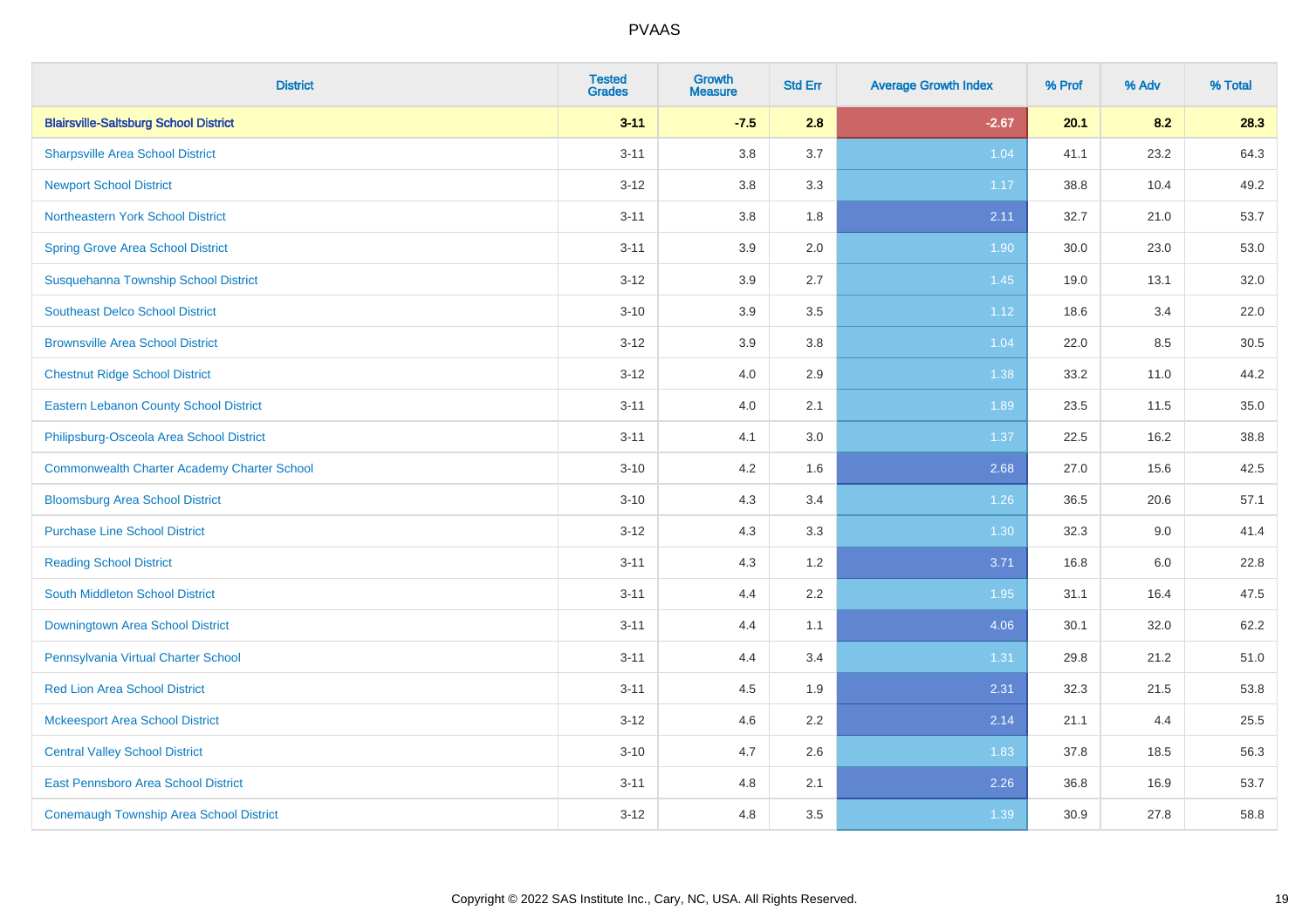# PVAAS

| District | Tested Grades | Growth Measure | Std Err | Average Growth Index | % Prof | % Adv | % Total |
|---|---|---|---|---|---|---|---|
| **Blairsville-Saltsburg School District** | **3-11** | **-7.5** | **2.8** | **-2.67** | **20.1** | **8.2** | **28.3** |
| Sharpsville Area School District | 3-11 | 3.8 | 3.7 | 1.04 | 41.1 | 23.2 | 64.3 |
| Newport School District | 3-12 | 3.8 | 3.3 | 1.17 | 38.8 | 10.4 | 49.2 |
| Northeastern York School District | 3-11 | 3.8 | 1.8 | 2.11 | 32.7 | 21.0 | 53.7 |
| Spring Grove Area School District | 3-11 | 3.9 | 2.0 | 1.90 | 30.0 | 23.0 | 53.0 |
| Susquehanna Township School District | 3-12 | 3.9 | 2.7 | 1.45 | 19.0 | 13.1 | 32.0 |
| Southeast Delco School District | 3-10 | 3.9 | 3.5 | 1.12 | 18.6 | 3.4 | 22.0 |
| Brownsville Area School District | 3-12 | 3.9 | 3.8 | 1.04 | 22.0 | 8.5 | 30.5 |
| Chestnut Ridge School District | 3-12 | 4.0 | 2.9 | 1.38 | 33.2 | 11.0 | 44.2 |
| Eastern Lebanon County School District | 3-11 | 4.0 | 2.1 | 1.89 | 23.5 | 11.5 | 35.0 |
| Philipsburg-Osceola Area School District | 3-11 | 4.1 | 3.0 | 1.37 | 22.5 | 16.2 | 38.8 |
| Commonwealth Charter Academy Charter School | 3-10 | 4.2 | 1.6 | 2.68 | 27.0 | 15.6 | 42.5 |
| Bloomsburg Area School District | 3-10 | 4.3 | 3.4 | 1.26 | 36.5 | 20.6 | 57.1 |
| Purchase Line School District | 3-12 | 4.3 | 3.3 | 1.30 | 32.3 | 9.0 | 41.4 |
| Reading School District | 3-11 | 4.3 | 1.2 | 3.71 | 16.8 | 6.0 | 22.8 |
| South Middleton School District | 3-11 | 4.4 | 2.2 | 1.95 | 31.1 | 16.4 | 47.5 |
| Downingtown Area School District | 3-11 | 4.4 | 1.1 | 4.06 | 30.1 | 32.0 | 62.2 |
| Pennsylvania Virtual Charter School | 3-11 | 4.4 | 3.4 | 1.31 | 29.8 | 21.2 | 51.0 |
| Red Lion Area School District | 3-11 | 4.5 | 1.9 | 2.31 | 32.3 | 21.5 | 53.8 |
| Mckeesport Area School District | 3-12 | 4.6 | 2.2 | 2.14 | 21.1 | 4.4 | 25.5 |
| Central Valley School District | 3-10 | 4.7 | 2.6 | 1.83 | 37.8 | 18.5 | 56.3 |
| East Pennsboro Area School District | 3-11 | 4.8 | 2.1 | 2.26 | 36.8 | 16.9 | 53.7 |
| Conemaugh Township Area School District | 3-12 | 4.8 | 3.5 | 1.39 | 30.9 | 27.8 | 58.8 |

Copyright © 2022 SAS Institute Inc., Cary, NC, USA. All Rights Reserved.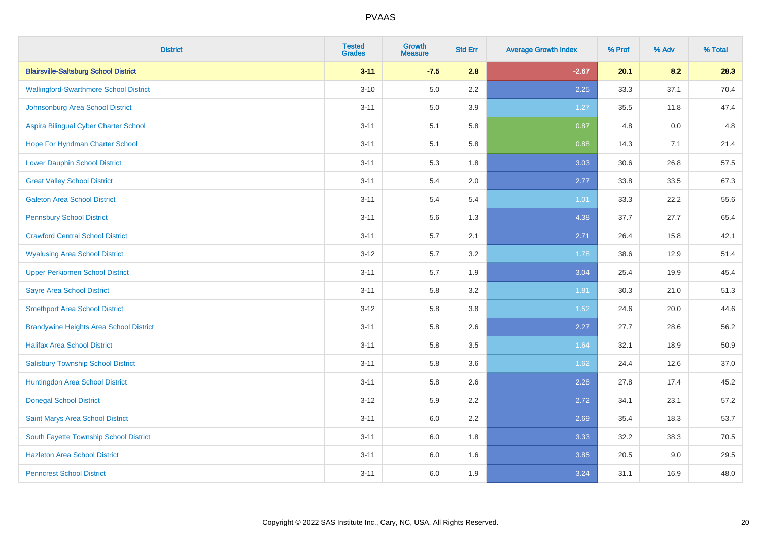| District | Tested Grades | Growth Measure | Std Err | Average Growth Index | % Prof | % Adv | % Total |
|---|---|---|---|---|---|---|---|
| **Blairsville-Saltsburg School District** | **3-11** | **-7.5** | **2.8** | **-2.67** | **20.1** | **8.2** | **28.3** |
| Wallingford-Swarthmore School District | 3-10 | 5.0 | 2.2 | 2.25 | 33.3 | 37.1 | 70.4 |
| Johnsonburg Area School District | 3-11 | 5.0 | 3.9 | 1.27 | 35.5 | 11.8 | 47.4 |
| Aspira Bilingual Cyber Charter School | 3-11 | 5.1 | 5.8 | 0.87 | 4.8 | 0.0 | 4.8 |
| Hope For Hyndman Charter School | 3-11 | 5.1 | 5.8 | 0.88 | 14.3 | 7.1 | 21.4 |
| Lower Dauphin School District | 3-11 | 5.3 | 1.8 | 3.03 | 30.6 | 26.8 | 57.5 |
| Great Valley School District | 3-11 | 5.4 | 2.0 | 2.77 | 33.8 | 33.5 | 67.3 |
| Galeton Area School District | 3-11 | 5.4 | 5.4 | 1.01 | 33.3 | 22.2 | 55.6 |
| Pennsbury School District | 3-11 | 5.6 | 1.3 | 4.38 | 37.7 | 27.7 | 65.4 |
| Crawford Central School District | 3-11 | 5.7 | 2.1 | 2.71 | 26.4 | 15.8 | 42.1 |
| Wyalusing Area School District | 3-12 | 5.7 | 3.2 | 1.78 | 38.6 | 12.9 | 51.4 |
| Upper Perkiomen School District | 3-11 | 5.7 | 1.9 | 3.04 | 25.4 | 19.9 | 45.4 |
| Sayre Area School District | 3-11 | 5.8 | 3.2 | 1.81 | 30.3 | 21.0 | 51.3 |
| Smethport Area School District | 3-12 | 5.8 | 3.8 | 1.52 | 24.6 | 20.0 | 44.6 |
| Brandywine Heights Area School District | 3-11 | 5.8 | 2.6 | 2.27 | 27.7 | 28.6 | 56.2 |
| Halifax Area School District | 3-11 | 5.8 | 3.5 | 1.64 | 32.1 | 18.9 | 50.9 |
| Salisbury Township School District | 3-11 | 5.8 | 3.6 | 1.62 | 24.4 | 12.6 | 37.0 |
| Huntingdon Area School District | 3-11 | 5.8 | 2.6 | 2.28 | 27.8 | 17.4 | 45.2 |
| Donegal School District | 3-12 | 5.9 | 2.2 | 2.72 | 34.1 | 23.1 | 57.2 |
| Saint Marys Area School District | 3-11 | 6.0 | 2.2 | 2.69 | 35.4 | 18.3 | 53.7 |
| South Fayette Township School District | 3-11 | 6.0 | 1.8 | 3.33 | 32.2 | 38.3 | 70.5 |
| Hazleton Area School District | 3-11 | 6.0 | 1.6 | 3.85 | 20.5 | 9.0 | 29.5 |
| Penncrest School District | 3-11 | 6.0 | 1.9 | 3.24 | 31.1 | 16.9 | 48.0 |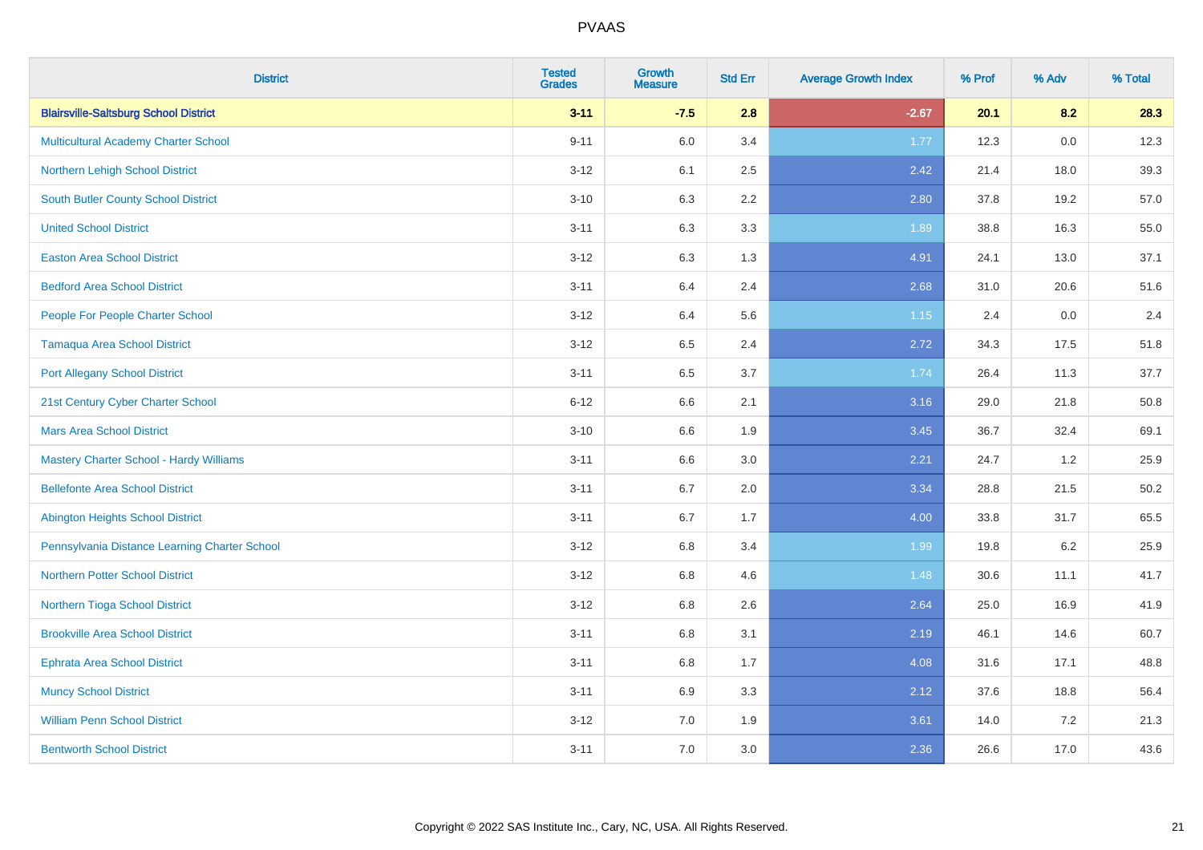# PVAAS

| District | Tested Grades | Growth Measure | Std Err | Average Growth Index | % Prof | % Adv | % Total |
|---|---|---|---|---|---|---|---|
| **Blairsville-Saltsburg School District** | **3-11** | **-7.5** | **2.8** | **-2.67** | **20.1** | **8.2** | **28.3** |
| Multicultural Academy Charter School | 9-11 | 6.0 | 3.4 | 1.77 | 12.3 | 0.0 | 12.3 |
| Northern Lehigh School District | 3-12 | 6.1 | 2.5 | 2.42 | 21.4 | 18.0 | 39.3 |
| South Butler County School District | 3-10 | 6.3 | 2.2 | 2.80 | 37.8 | 19.2 | 57.0 |
| United School District | 3-11 | 6.3 | 3.3 | 1.89 | 38.8 | 16.3 | 55.0 |
| Easton Area School District | 3-12 | 6.3 | 1.3 | 4.91 | 24.1 | 13.0 | 37.1 |
| Bedford Area School District | 3-11 | 6.4 | 2.4 | 2.68 | 31.0 | 20.6 | 51.6 |
| People For People Charter School | 3-12 | 6.4 | 5.6 | 1.15 | 2.4 | 0.0 | 2.4 |
| Tamaqua Area School District | 3-12 | 6.5 | 2.4 | 2.72 | 34.3 | 17.5 | 51.8 |
| Port Allegany School District | 3-11 | 6.5 | 3.7 | 1.74 | 26.4 | 11.3 | 37.7 |
| 21st Century Cyber Charter School | 6-12 | 6.6 | 2.1 | 3.16 | 29.0 | 21.8 | 50.8 |
| Mars Area School District | 3-10 | 6.6 | 1.9 | 3.45 | 36.7 | 32.4 | 69.1 |
| Mastery Charter School - Hardy Williams | 3-11 | 6.6 | 3.0 | 2.21 | 24.7 | 1.2 | 25.9 |
| Bellefonte Area School District | 3-11 | 6.7 | 2.0 | 3.34 | 28.8 | 21.5 | 50.2 |
| Abington Heights School District | 3-11 | 6.7 | 1.7 | 4.00 | 33.8 | 31.7 | 65.5 |
| Pennsylvania Distance Learning Charter School | 3-12 | 6.8 | 3.4 | 1.99 | 19.8 | 6.2 | 25.9 |
| Northern Potter School District | 3-12 | 6.8 | 4.6 | 1.48 | 30.6 | 11.1 | 41.7 |
| Northern Tioga School District | 3-12 | 6.8 | 2.6 | 2.64 | 25.0 | 16.9 | 41.9 |
| Brookville Area School District | 3-11 | 6.8 | 3.1 | 2.19 | 46.1 | 14.6 | 60.7 |
| Ephrata Area School District | 3-11 | 6.8 | 1.7 | 4.08 | 31.6 | 17.1 | 48.8 |
| Muncy School District | 3-11 | 6.9 | 3.3 | 2.12 | 37.6 | 18.8 | 56.4 |
| William Penn School District | 3-12 | 7.0 | 1.9 | 3.61 | 14.0 | 7.2 | 21.3 |
| Bentworth School District | 3-11 | 7.0 | 3.0 | 2.36 | 26.6 | 17.0 | 43.6 |

Copyright © 2022 SAS Institute Inc., Cary, NC, USA. All Rights Reserved.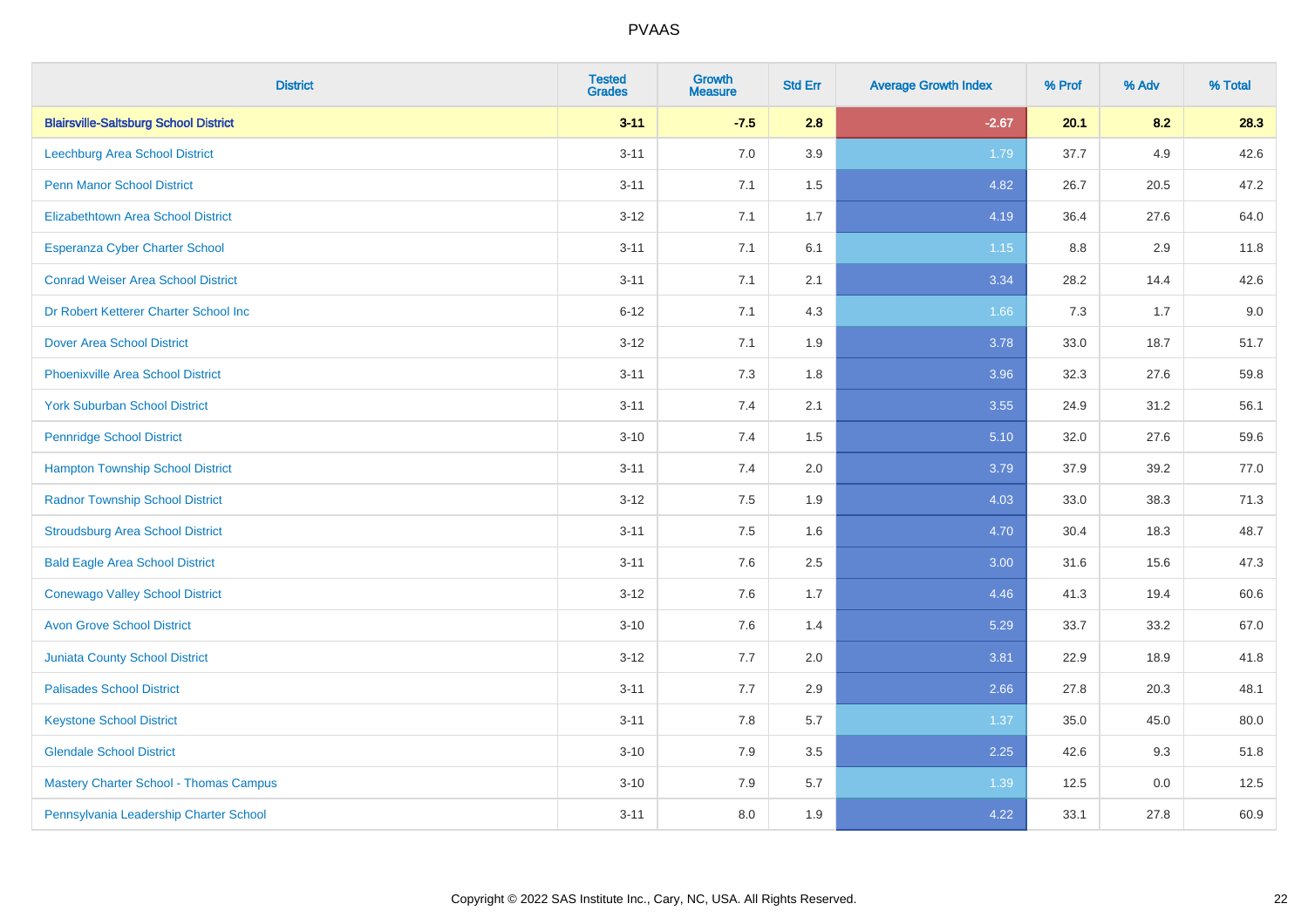PVAAS

| District | Tested Grades | Growth Measure | Std Err | Average Growth Index | % Prof | % Adv | % Total |
|---|---|---|---|---|---|---|---|
| **Blairsville-Saltsburg School District** | **3-11** | **-7.5** | **2.8** | **-2.67** | **20.1** | **8.2** | **28.3** |
| Leechburg Area School District | 3-11 | 7.0 | 3.9 | 1.79 | 37.7 | 4.9 | 42.6 |
| Penn Manor School District | 3-11 | 7.1 | 1.5 | 4.82 | 26.7 | 20.5 | 47.2 |
| Elizabethtown Area School District | 3-12 | 7.1 | 1.7 | 4.19 | 36.4 | 27.6 | 64.0 |
| Esperanza Cyber Charter School | 3-11 | 7.1 | 6.1 | 1.15 | 8.8 | 2.9 | 11.8 |
| Conrad Weiser Area School District | 3-11 | 7.1 | 2.1 | 3.34 | 28.2 | 14.4 | 42.6 |
| Dr Robert Ketterer Charter School Inc | 6-12 | 7.1 | 4.3 | 1.66 | 7.3 | 1.7 | 9.0 |
| Dover Area School District | 3-12 | 7.1 | 1.9 | 3.78 | 33.0 | 18.7 | 51.7 |
| Phoenixville Area School District | 3-11 | 7.3 | 1.8 | 3.96 | 32.3 | 27.6 | 59.8 |
| York Suburban School District | 3-11 | 7.4 | 2.1 | 3.55 | 24.9 | 31.2 | 56.1 |
| Pennridge School District | 3-10 | 7.4 | 1.5 | 5.10 | 32.0 | 27.6 | 59.6 |
| Hampton Township School District | 3-11 | 7.4 | 2.0 | 3.79 | 37.9 | 39.2 | 77.0 |
| Radnor Township School District | 3-12 | 7.5 | 1.9 | 4.03 | 33.0 | 38.3 | 71.3 |
| Stroudsburg Area School District | 3-11 | 7.5 | 1.6 | 4.70 | 30.4 | 18.3 | 48.7 |
| Bald Eagle Area School District | 3-11 | 7.6 | 2.5 | 3.00 | 31.6 | 15.6 | 47.3 |
| Conewago Valley School District | 3-12 | 7.6 | 1.7 | 4.46 | 41.3 | 19.4 | 60.6 |
| Avon Grove School District | 3-10 | 7.6 | 1.4 | 5.29 | 33.7 | 33.2 | 67.0 |
| Juniata County School District | 3-12 | 7.7 | 2.0 | 3.81 | 22.9 | 18.9 | 41.8 |
| Palisades School District | 3-11 | 7.7 | 2.9 | 2.66 | 27.8 | 20.3 | 48.1 |
| Keystone School District | 3-11 | 7.8 | 5.7 | 1.37 | 35.0 | 45.0 | 80.0 |
| Glendale School District | 3-10 | 7.9 | 3.5 | 2.25 | 42.6 | 9.3 | 51.8 |
| Mastery Charter School - Thomas Campus | 3-10 | 7.9 | 5.7 | 1.39 | 12.5 | 0.0 | 12.5 |
| Pennsylvania Leadership Charter School | 3-11 | 8.0 | 1.9 | 4.22 | 33.1 | 27.8 | 60.9 |

Copyright © 2022 SAS Institute Inc., Cary, NC, USA. All Rights Reserved.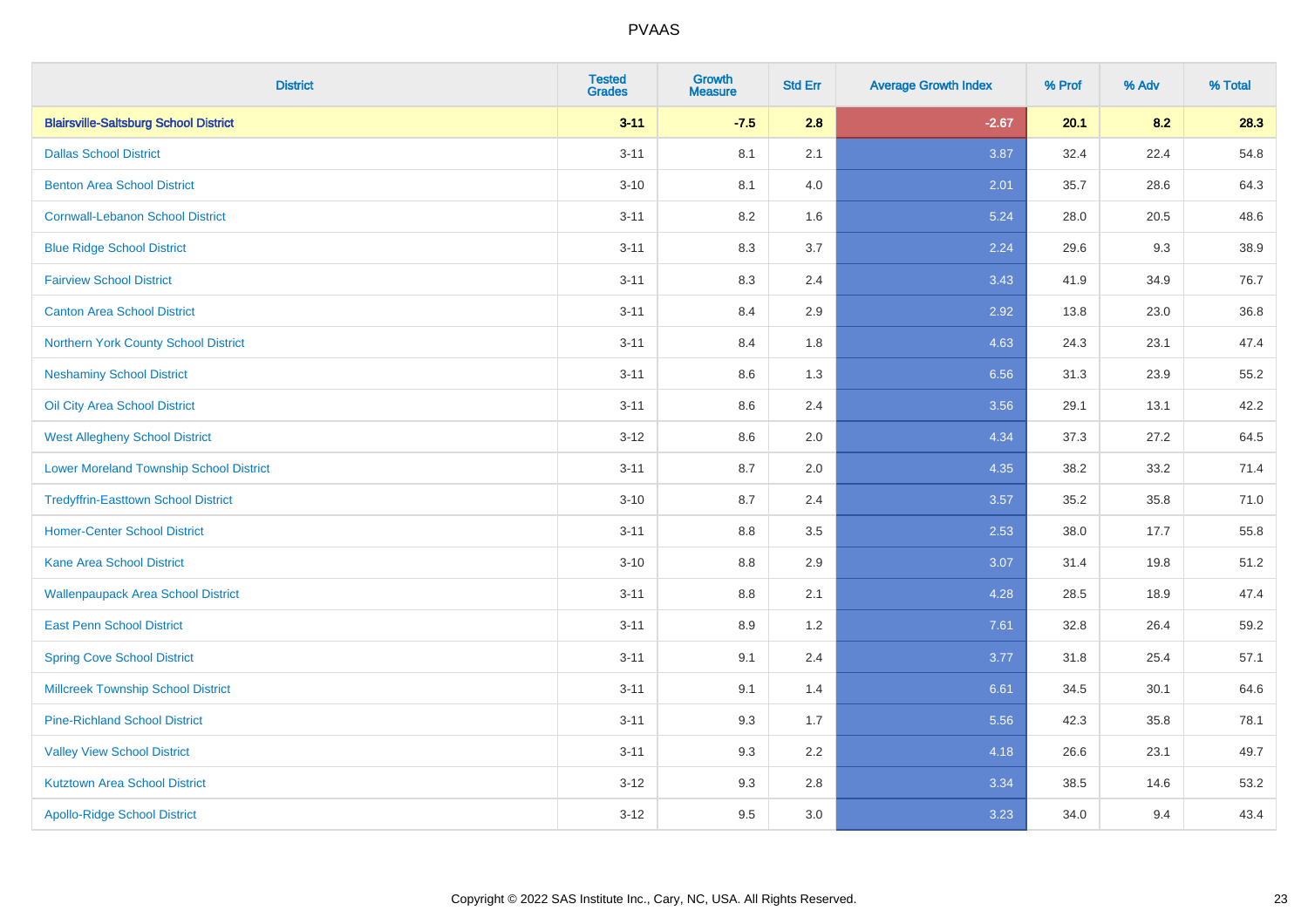| District | Tested Grades | Growth Measure | Std Err | Average Growth Index | % Prof | % Adv | % Total |
|---|---|---|---|---|---|---|---|
| **Blairsville-Saltsburg School District** | **3-11** | **-7.5** | **2.8** | **-2.67** | **20.1** | **8.2** | **28.3** |
| Dallas School District | 3-11 | 8.1 | 2.1 | 3.87 | 32.4 | 22.4 | 54.8 |
| Benton Area School District | 3-10 | 8.1 | 4.0 | 2.01 | 35.7 | 28.6 | 64.3 |
| Cornwall-Lebanon School District | 3-11 | 8.2 | 1.6 | 5.24 | 28.0 | 20.5 | 48.6 |
| Blue Ridge School District | 3-11 | 8.3 | 3.7 | 2.24 | 29.6 | 9.3 | 38.9 |
| Fairview School District | 3-11 | 8.3 | 2.4 | 3.43 | 41.9 | 34.9 | 76.7 |
| Canton Area School District | 3-11 | 8.4 | 2.9 | 2.92 | 13.8 | 23.0 | 36.8 |
| Northern York County School District | 3-11 | 8.4 | 1.8 | 4.63 | 24.3 | 23.1 | 47.4 |
| Neshaminy School District | 3-11 | 8.6 | 1.3 | 6.56 | 31.3 | 23.9 | 55.2 |
| Oil City Area School District | 3-11 | 8.6 | 2.4 | 3.56 | 29.1 | 13.1 | 42.2 |
| West Allegheny School District | 3-12 | 8.6 | 2.0 | 4.34 | 37.3 | 27.2 | 64.5 |
| Lower Moreland Township School District | 3-11 | 8.7 | 2.0 | 4.35 | 38.2 | 33.2 | 71.4 |
| Tredyffrin-Easttown School District | 3-10 | 8.7 | 2.4 | 3.57 | 35.2 | 35.8 | 71.0 |
| Homer-Center School District | 3-11 | 8.8 | 3.5 | 2.53 | 38.0 | 17.7 | 55.8 |
| Kane Area School District | 3-10 | 8.8 | 2.9 | 3.07 | 31.4 | 19.8 | 51.2 |
| Wallenpaupack Area School District | 3-11 | 8.8 | 2.1 | 4.28 | 28.5 | 18.9 | 47.4 |
| East Penn School District | 3-11 | 8.9 | 1.2 | 7.61 | 32.8 | 26.4 | 59.2 |
| Spring Cove School District | 3-11 | 9.1 | 2.4 | 3.77 | 31.8 | 25.4 | 57.1 |
| Millcreek Township School District | 3-11 | 9.1 | 1.4 | 6.61 | 34.5 | 30.1 | 64.6 |
| Pine-Richland School District | 3-11 | 9.3 | 1.7 | 5.56 | 42.3 | 35.8 | 78.1 |
| Valley View School District | 3-11 | 9.3 | 2.2 | 4.18 | 26.6 | 23.1 | 49.7 |
| Kutztown Area School District | 3-12 | 9.3 | 2.8 | 3.34 | 38.5 | 14.6 | 53.2 |
| Apollo-Ridge School District | 3-12 | 9.5 | 3.0 | 3.23 | 34.0 | 9.4 | 43.4 |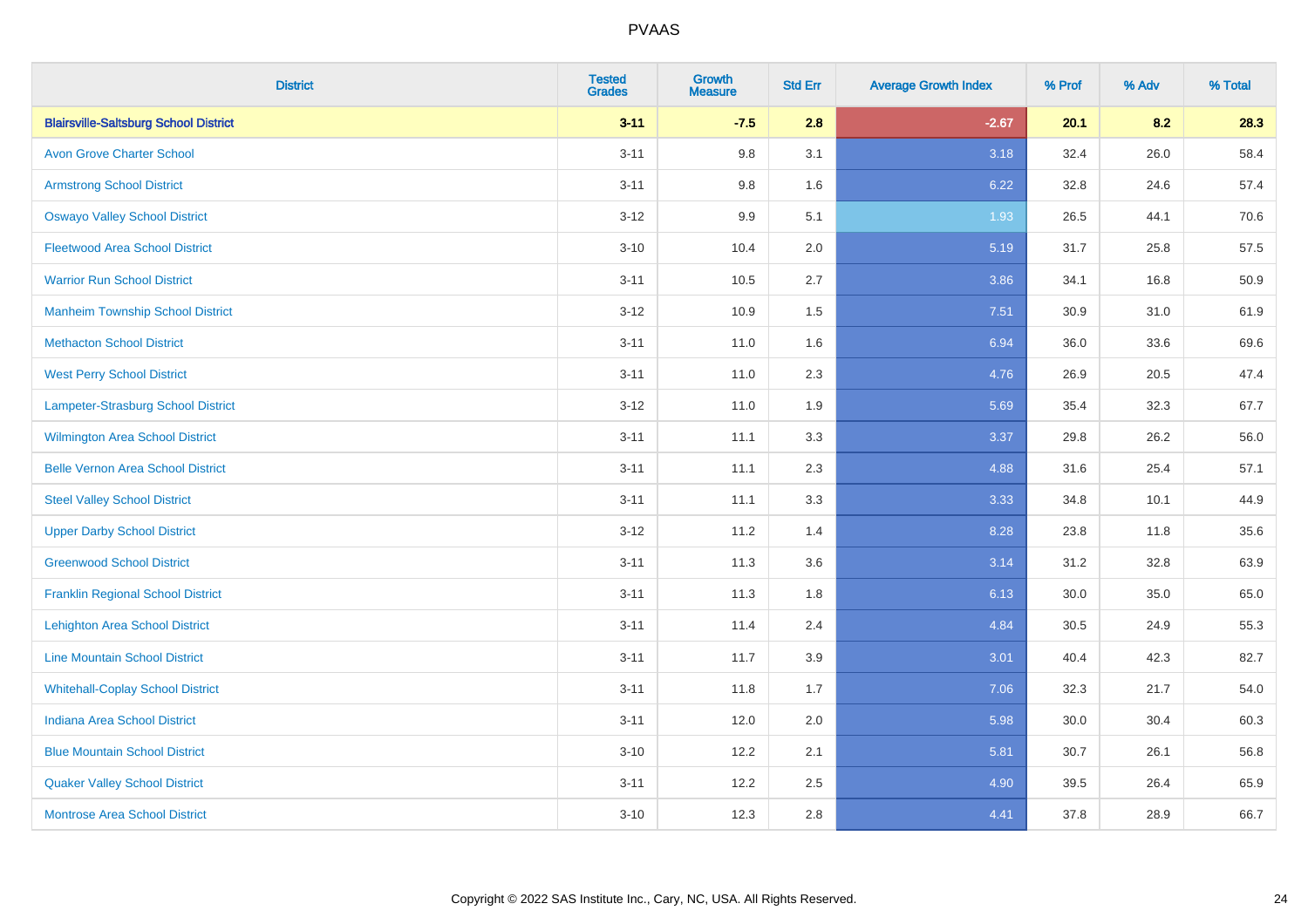# PVAAS

| District | Tested Grades | Growth Measure | Std Err | Average Growth Index | % Prof | % Adv | % Total |
|---|---|---|---|---|---|---|---|
| **Blairsville-Saltsburg School District** | **3-11** | **-7.5** | **2.8** | **-2.67** | **20.1** | **8.2** | **28.3** |
| Avon Grove Charter School | 3-11 | 9.8 | 3.1 | 3.18 | 32.4 | 26.0 | 58.4 |
| Armstrong School District | 3-11 | 9.8 | 1.6 | 6.22 | 32.8 | 24.6 | 57.4 |
| Oswayo Valley School District | 3-12 | 9.9 | 5.1 | 1.93 | 26.5 | 44.1 | 70.6 |
| Fleetwood Area School District | 3-10 | 10.4 | 2.0 | 5.19 | 31.7 | 25.8 | 57.5 |
| Warrior Run School District | 3-11 | 10.5 | 2.7 | 3.86 | 34.1 | 16.8 | 50.9 |
| Manheim Township School District | 3-12 | 10.9 | 1.5 | 7.51 | 30.9 | 31.0 | 61.9 |
| Methacton School District | 3-11 | 11.0 | 1.6 | 6.94 | 36.0 | 33.6 | 69.6 |
| West Perry School District | 3-11 | 11.0 | 2.3 | 4.76 | 26.9 | 20.5 | 47.4 |
| Lampeter-Strasburg School District | 3-12 | 11.0 | 1.9 | 5.69 | 35.4 | 32.3 | 67.7 |
| Wilmington Area School District | 3-11 | 11.1 | 3.3 | 3.37 | 29.8 | 26.2 | 56.0 |
| Belle Vernon Area School District | 3-11 | 11.1 | 2.3 | 4.88 | 31.6 | 25.4 | 57.1 |
| Steel Valley School District | 3-11 | 11.1 | 3.3 | 3.33 | 34.8 | 10.1 | 44.9 |
| Upper Darby School District | 3-12 | 11.2 | 1.4 | 8.28 | 23.8 | 11.8 | 35.6 |
| Greenwood School District | 3-11 | 11.3 | 3.6 | 3.14 | 31.2 | 32.8 | 63.9 |
| Franklin Regional School District | 3-11 | 11.3 | 1.8 | 6.13 | 30.0 | 35.0 | 65.0 |
| Lehighton Area School District | 3-11 | 11.4 | 2.4 | 4.84 | 30.5 | 24.9 | 55.3 |
| Line Mountain School District | 3-11 | 11.7 | 3.9 | 3.01 | 40.4 | 42.3 | 82.7 |
| Whitehall-Coplay School District | 3-11 | 11.8 | 1.7 | 7.06 | 32.3 | 21.7 | 54.0 |
| Indiana Area School District | 3-11 | 12.0 | 2.0 | 5.98 | 30.0 | 30.4 | 60.3 |
| Blue Mountain School District | 3-10 | 12.2 | 2.1 | 5.81 | 30.7 | 26.1 | 56.8 |
| Quaker Valley School District | 3-11 | 12.2 | 2.5 | 4.90 | 39.5 | 26.4 | 65.9 |
| Montrose Area School District | 3-10 | 12.3 | 2.8 | 4.41 | 37.8 | 28.9 | 66.7 |

Copyright © 2022 SAS Institute Inc., Cary, NC, USA. All Rights Reserved.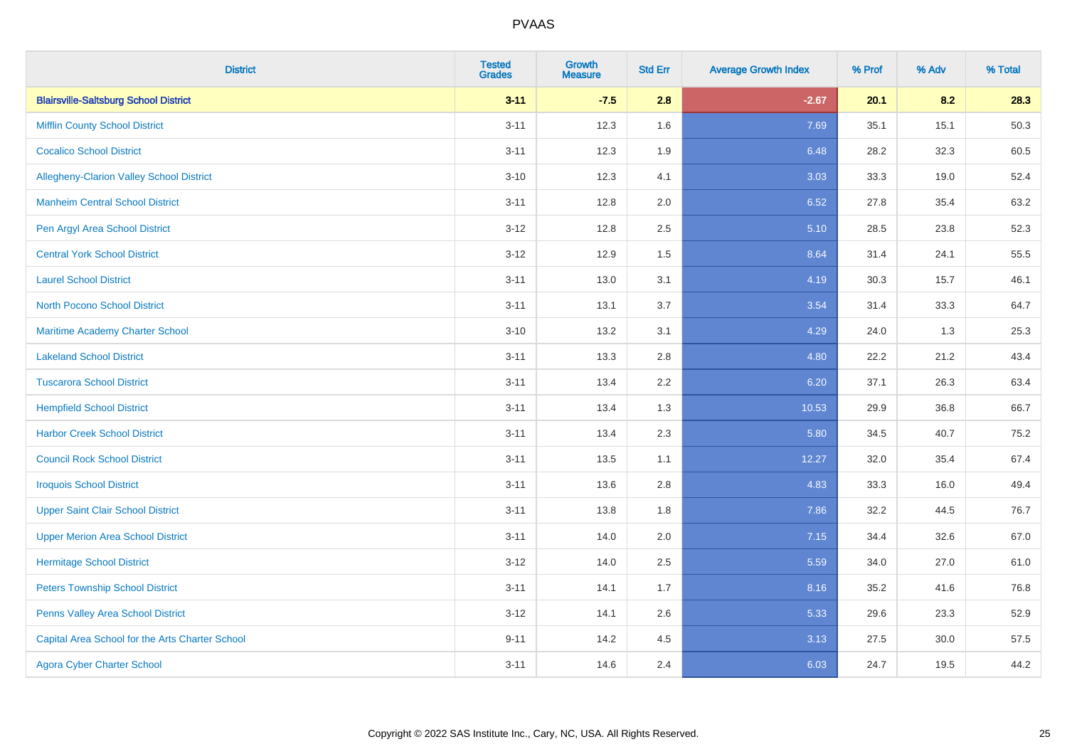| District | Tested Grades | Growth Measure | Std Err | Average Growth Index | % Prof | % Adv | % Total |
|---|---|---|---|---|---|---|---|
| **Blairsville-Saltsburg School District** | **3-11** | **-7.5** | **2.8** | **-2.67** | **20.1** | **8.2** | **28.3** |
| Mifflin County School District | 3-11 | 12.3 | 1.6 | 7.69 | 35.1 | 15.1 | 50.3 |
| Cocalico School District | 3-11 | 12.3 | 1.9 | 6.48 | 28.2 | 32.3 | 60.5 |
| Allegheny-Clarion Valley School District | 3-10 | 12.3 | 4.1 | 3.03 | 33.3 | 19.0 | 52.4 |
| Manheim Central School District | 3-11 | 12.8 | 2.0 | 6.52 | 27.8 | 35.4 | 63.2 |
| Pen Argyl Area School District | 3-12 | 12.8 | 2.5 | 5.10 | 28.5 | 23.8 | 52.3 |
| Central York School District | 3-12 | 12.9 | 1.5 | 8.64 | 31.4 | 24.1 | 55.5 |
| Laurel School District | 3-11 | 13.0 | 3.1 | 4.19 | 30.3 | 15.7 | 46.1 |
| North Pocono School District | 3-11 | 13.1 | 3.7 | 3.54 | 31.4 | 33.3 | 64.7 |
| Maritime Academy Charter School | 3-10 | 13.2 | 3.1 | 4.29 | 24.0 | 1.3 | 25.3 |
| Lakeland School District | 3-11 | 13.3 | 2.8 | 4.80 | 22.2 | 21.2 | 43.4 |
| Tuscarora School District | 3-11 | 13.4 | 2.2 | 6.20 | 37.1 | 26.3 | 63.4 |
| Hempfield School District | 3-11 | 13.4 | 1.3 | 10.53 | 29.9 | 36.8 | 66.7 |
| Harbor Creek School District | 3-11 | 13.4 | 2.3 | 5.80 | 34.5 | 40.7 | 75.2 |
| Council Rock School District | 3-11 | 13.5 | 1.1 | 12.27 | 32.0 | 35.4 | 67.4 |
| Iroquois School District | 3-11 | 13.6 | 2.8 | 4.83 | 33.3 | 16.0 | 49.4 |
| Upper Saint Clair School District | 3-11 | 13.8 | 1.8 | 7.86 | 32.2 | 44.5 | 76.7 |
| Upper Merion Area School District | 3-11 | 14.0 | 2.0 | 7.15 | 34.4 | 32.6 | 67.0 |
| Hermitage School District | 3-12 | 14.0 | 2.5 | 5.59 | 34.0 | 27.0 | 61.0 |
| Peters Township School District | 3-11 | 14.1 | 1.7 | 8.16 | 35.2 | 41.6 | 76.8 |
| Penns Valley Area School District | 3-12 | 14.1 | 2.6 | 5.33 | 29.6 | 23.3 | 52.9 |
| Capital Area School for the Arts Charter School | 9-11 | 14.2 | 4.5 | 3.13 | 27.5 | 30.0 | 57.5 |
| Agora Cyber Charter School | 3-11 | 14.6 | 2.4 | 6.03 | 24.7 | 19.5 | 44.2 |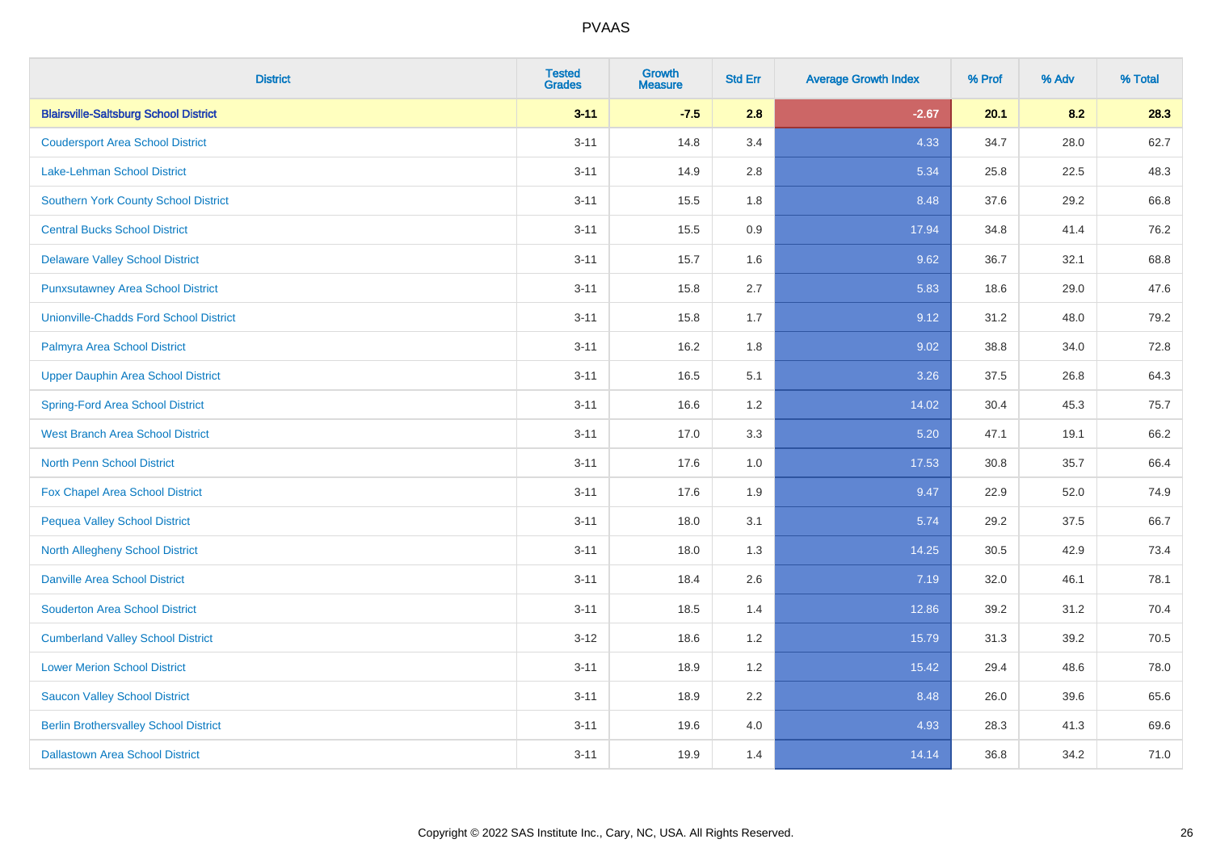| District | Tested Grades | Growth Measure | Std Err | Average Growth Index | % Prof | % Adv | % Total |
|---|---|---|---|---|---|---|---|
| **Blairsville-Saltsburg School District** | **3-11** | **-7.5** | **2.8** | **-2.67** | **20.1** | **8.2** | **28.3** |
| Coudersport Area School District | 3-11 | 14.8 | 3.4 | 4.33 | 34.7 | 28.0 | 62.7 |
| Lake-Lehman School District | 3-11 | 14.9 | 2.8 | 5.34 | 25.8 | 22.5 | 48.3 |
| Southern York County School District | 3-11 | 15.5 | 1.8 | 8.48 | 37.6 | 29.2 | 66.8 |
| Central Bucks School District | 3-11 | 15.5 | 0.9 | 17.94 | 34.8 | 41.4 | 76.2 |
| Delaware Valley School District | 3-11 | 15.7 | 1.6 | 9.62 | 36.7 | 32.1 | 68.8 |
| Punxsutawney Area School District | 3-11 | 15.8 | 2.7 | 5.83 | 18.6 | 29.0 | 47.6 |
| Unionville-Chadds Ford School District | 3-11 | 15.8 | 1.7 | 9.12 | 31.2 | 48.0 | 79.2 |
| Palmyra Area School District | 3-11 | 16.2 | 1.8 | 9.02 | 38.8 | 34.0 | 72.8 |
| Upper Dauphin Area School District | 3-11 | 16.5 | 5.1 | 3.26 | 37.5 | 26.8 | 64.3 |
| Spring-Ford Area School District | 3-11 | 16.6 | 1.2 | 14.02 | 30.4 | 45.3 | 75.7 |
| West Branch Area School District | 3-11 | 17.0 | 3.3 | 5.20 | 47.1 | 19.1 | 66.2 |
| North Penn School District | 3-11 | 17.6 | 1.0 | 17.53 | 30.8 | 35.7 | 66.4 |
| Fox Chapel Area School District | 3-11 | 17.6 | 1.9 | 9.47 | 22.9 | 52.0 | 74.9 |
| Pequea Valley School District | 3-11 | 18.0 | 3.1 | 5.74 | 29.2 | 37.5 | 66.7 |
| North Allegheny School District | 3-11 | 18.0 | 1.3 | 14.25 | 30.5 | 42.9 | 73.4 |
| Danville Area School District | 3-11 | 18.4 | 2.6 | 7.19 | 32.0 | 46.1 | 78.1 |
| Souderton Area School District | 3-11 | 18.5 | 1.4 | 12.86 | 39.2 | 31.2 | 70.4 |
| Cumberland Valley School District | 3-12 | 18.6 | 1.2 | 15.79 | 31.3 | 39.2 | 70.5 |
| Lower Merion School District | 3-11 | 18.9 | 1.2 | 15.42 | 29.4 | 48.6 | 78.0 |
| Saucon Valley School District | 3-11 | 18.9 | 2.2 | 8.48 | 26.0 | 39.6 | 65.6 |
| Berlin Brothersvalley School District | 3-11 | 19.6 | 4.0 | 4.93 | 28.3 | 41.3 | 69.6 |
| Dallastown Area School District | 3-11 | 19.9 | 1.4 | 14.14 | 36.8 | 34.2 | 71.0 |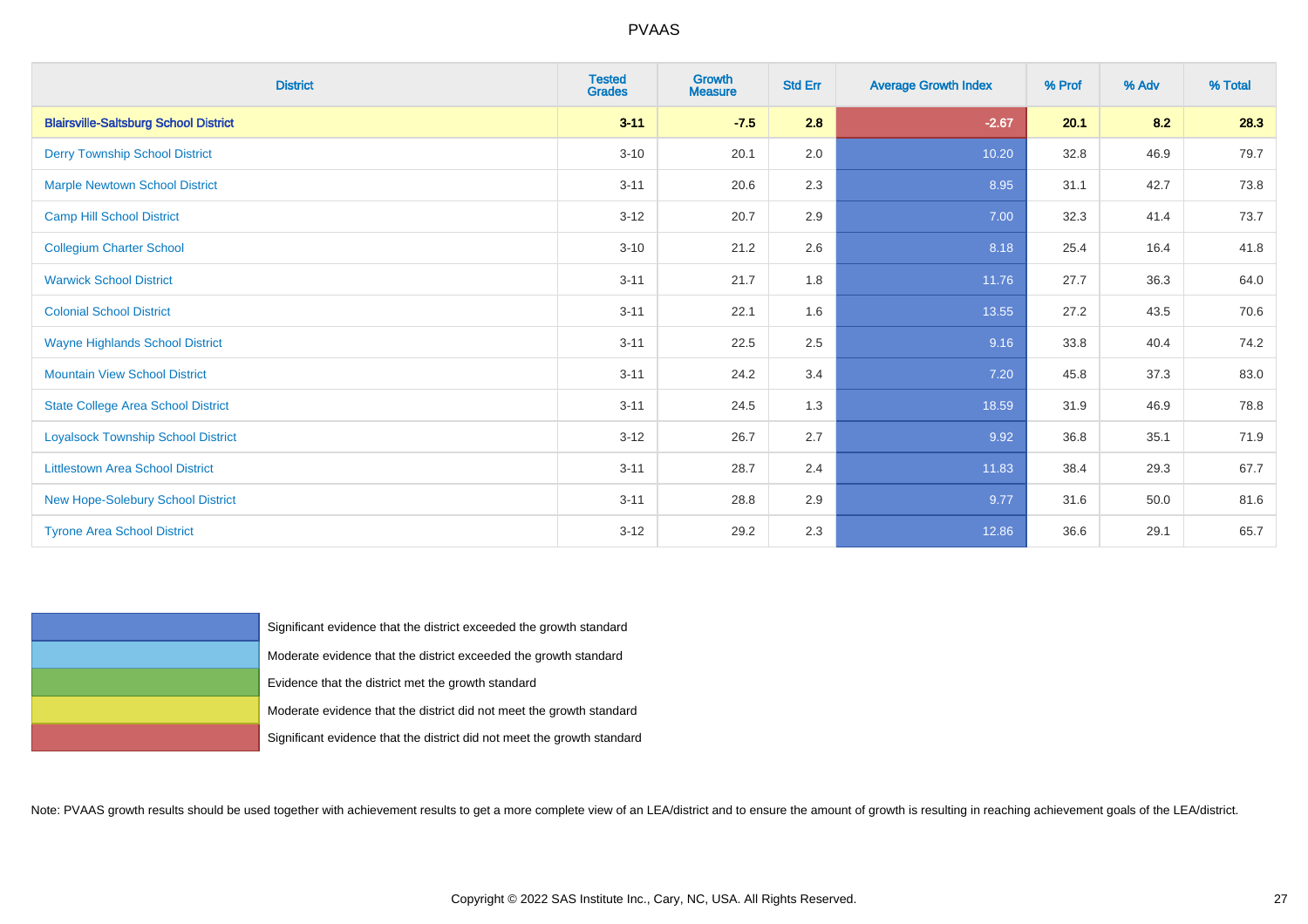PVAAS

| District | Tested Grades | Growth Measure | Std Err | Average Growth Index | % Prof | % Adv | % Total |
|---|---|---|---|---|---|---|---|
| **Blairsville-Saltsburg School District** | **3-11** | **-7.5** | **2.8** | **-2.67** | **20.1** | **8.2** | **28.3** |
| Derry Township School District | 3-10 | 20.1 | 2.0 | 10.20 | 32.8 | 46.9 | 79.7 |
| Marple Newtown School District | 3-11 | 20.6 | 2.3 | 8.95 | 31.1 | 42.7 | 73.8 |
| Camp Hill School District | 3-12 | 20.7 | 2.9 | 7.00 | 32.3 | 41.4 | 73.7 |
| Collegium Charter School | 3-10 | 21.2 | 2.6 | 8.18 | 25.4 | 16.4 | 41.8 |
| Warwick School District | 3-11 | 21.7 | 1.8 | 11.76 | 27.7 | 36.3 | 64.0 |
| Colonial School District | 3-11 | 22.1 | 1.6 | 13.55 | 27.2 | 43.5 | 70.6 |
| Wayne Highlands School District | 3-11 | 22.5 | 2.5 | 9.16 | 33.8 | 40.4 | 74.2 |
| Mountain View School District | 3-11 | 24.2 | 3.4 | 7.20 | 45.8 | 37.3 | 83.0 |
| State College Area School District | 3-11 | 24.5 | 1.3 | 18.59 | 31.9 | 46.9 | 78.8 |
| Loyalsock Township School District | 3-12 | 26.7 | 2.7 | 9.92 | 36.8 | 35.1 | 71.9 |
| Littlestown Area School District | 3-11 | 28.7 | 2.4 | 11.83 | 38.4 | 29.3 | 67.7 |
| New Hope-Solebury School District | 3-11 | 28.8 | 2.9 | 9.77 | 31.6 | 50.0 | 81.6 |
| Tyrone Area School District | 3-12 | 29.2 | 2.3 | 12.86 | 36.6 | 29.1 | 65.7 |

Significant evidence that the district exceeded the growth standard

Moderate evidence that the district exceeded the growth standard

Evidence that the district met the growth standard

Moderate evidence that the district did not meet the growth standard

Significant evidence that the district did not meet the growth standard

Note: PVAAS growth results should be used together with achievement results to get a more complete view of an LEA/district and to ensure the amount of growth is resulting in reaching achievement goals of the LEA/district.

Copyright © 2022 SAS Institute Inc., Cary, NC, USA. All Rights Reserved.